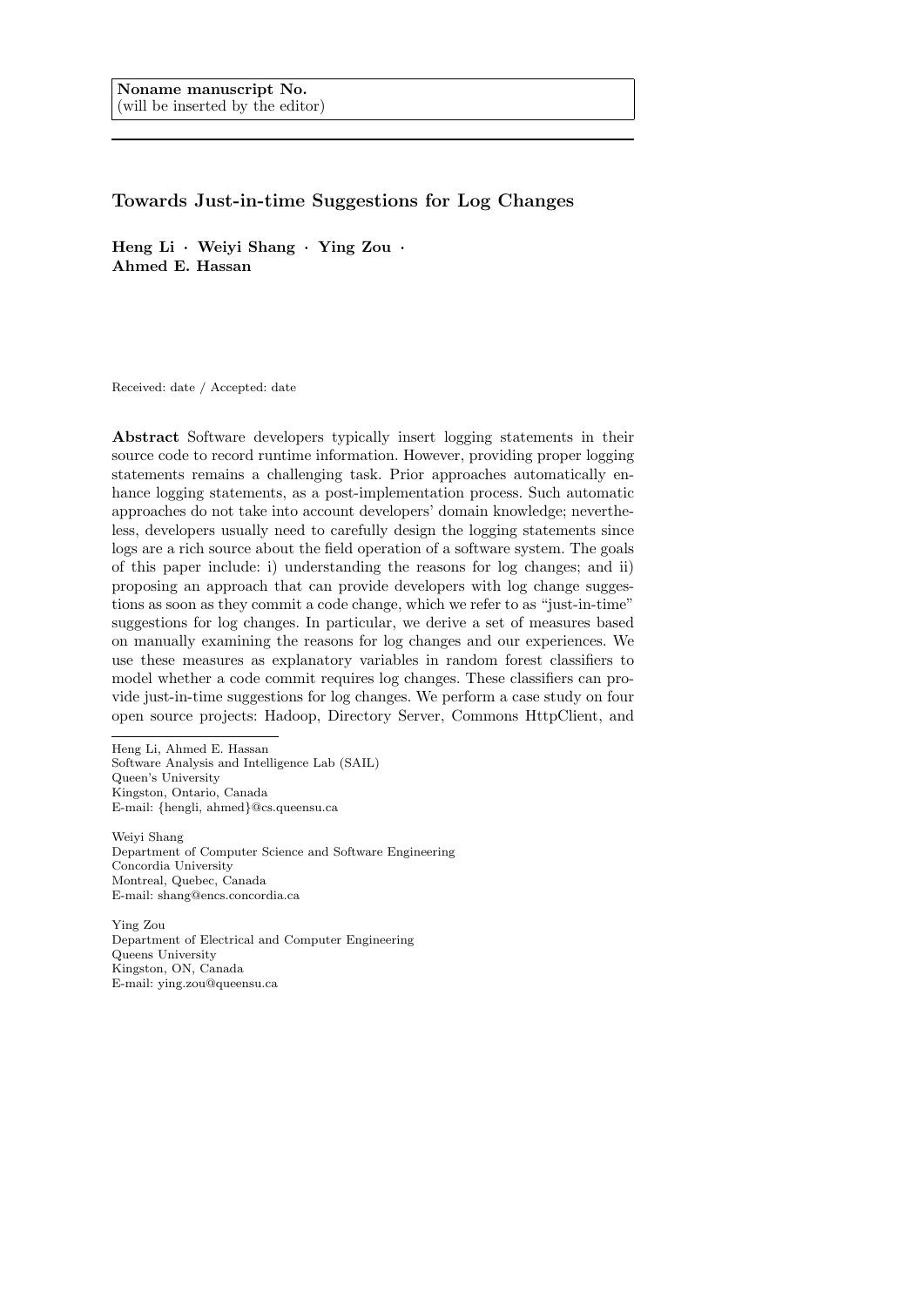**Noname manuscript No.**
(will be inserted by the editor)

# Towards Just-in-time Suggestions for Log Changes

**Heng Li · Weiyi Shang · Ying Zou · Ahmed E. Hassan**

Received: date / Accepted: date

**Abstract** Software developers typically insert logging statements in their source code to record runtime information. However, providing proper logging statements remains a challenging task. Prior approaches automatically enhance logging statements, as a post-implementation process. Such automatic approaches do not take into account developers' domain knowledge; nevertheless, developers usually need to carefully design the logging statements since logs are a rich source about the field operation of a software system. The goals of this paper include: i) understanding the reasons for log changes; and ii) proposing an approach that can provide developers with log change suggestions as soon as they commit a code change, which we refer to as "just-in-time" suggestions for log changes. In particular, we derive a set of measures based on manually examining the reasons for log changes and our experiences. We use these measures as explanatory variables in random forest classifiers to model whether a code commit requires log changes. These classifiers can provide just-in-time suggestions for log changes. We perform a case study on four open source projects: Hadoop, Directory Server, Commons HttpClient, and

---

Heng Li, Ahmed E. Hassan
Software Analysis and Intelligence Lab (SAIL)
Queen's University
Kingston, Ontario, Canada
E-mail: {hengli, ahmed}@cs.queensu.ca

Weiyi Shang
Department of Computer Science and Software Engineering
Concordia University
Montreal, Quebec, Canada
E-mail: shang@encs.concordia.ca

Ying Zou
Department of Electrical and Computer Engineering
Queens University
Kingston, ON, Canada
E-mail: ying.zou@queensu.ca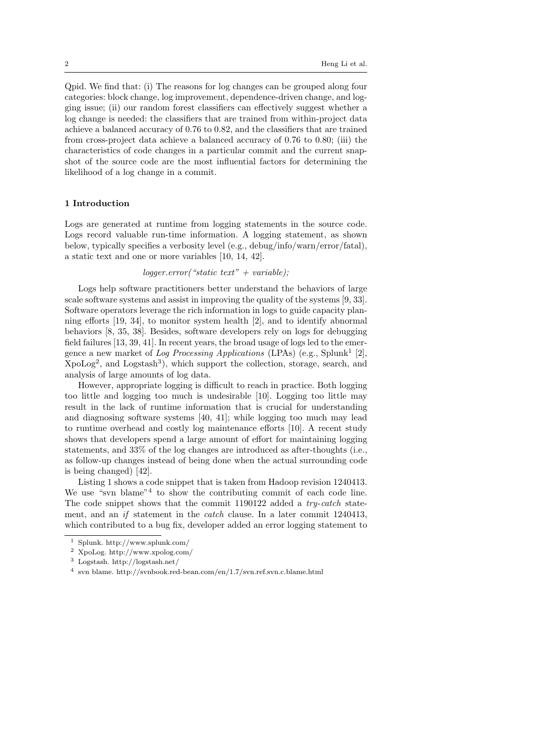Qpid. We find that: (i) The reasons for log changes can be grouped along four categories: block change, log improvement, dependence-driven change, and logging issue; (ii) our random forest classifiers can effectively suggest whether a log change is needed: the classifiers that are trained from within-project data achieve a balanced accuracy of 0.76 to 0.82, and the classifiers that are trained from cross-project data achieve a balanced accuracy of 0.76 to 0.80; (iii) the characteristics of code changes in a particular commit and the current snapshot of the source code are the most influential factors for determining the likelihood of a log change in a commit.

## 1 Introduction

Logs are generated at runtime from logging statements in the source code. Logs record valuable run-time information. A logging statement, as shown below, typically specifies a verbosity level (e.g., debug/info/warn/error/fatal), a static text and one or more variables [10, 14, 42].

*logger.error("static text" + variable);*

Logs help software practitioners better understand the behaviors of large scale software systems and assist in improving the quality of the systems [9, 33]. Software operators leverage the rich information in logs to guide capacity planning efforts [19, 34], to monitor system health [2], and to identify abnormal behaviors [8, 35, 38]. Besides, software developers rely on logs for debugging field failures [13, 39, 41]. In recent years, the broad usage of logs led to the emergence a new market of *Log Processing Applications* (LPAs) (e.g., Splunk[1] [2], XpoLog[2], and Logstash[3]), which support the collection, storage, search, and analysis of large amounts of log data.

However, appropriate logging is difficult to reach in practice. Both logging too little and logging too much is undesirable [10]. Logging too little may result in the lack of runtime information that is crucial for understanding and diagnosing software systems [40, 41]; while logging too much may lead to runtime overhead and costly log maintenance efforts [10]. A recent study shows that developers spend a large amount of effort for maintaining logging statements, and 33% of the log changes are introduced as after-thoughts (i.e., as follow-up changes instead of being done when the actual surrounding code is being changed) [42].

Listing 1 shows a code snippet that is taken from Hadoop revision 1240413. We use "svn blame"[4] to show the contributing commit of each code line. The code snippet shows that the commit 1190122 added a *try-catch* statement, and an *if* statement in the *catch* clause. In a later commit 1240413, which contributed to a bug fix, developer added an error logging statement to

[1] Splunk. http://www.splunk.com/

[2] XpoLog. http://www.xpolog.com/

[3] Logstash. http://logstash.net/

[4] svn blame. http://svnbook.red-bean.com/en/1.7/svn.ref.svn.c.blame.html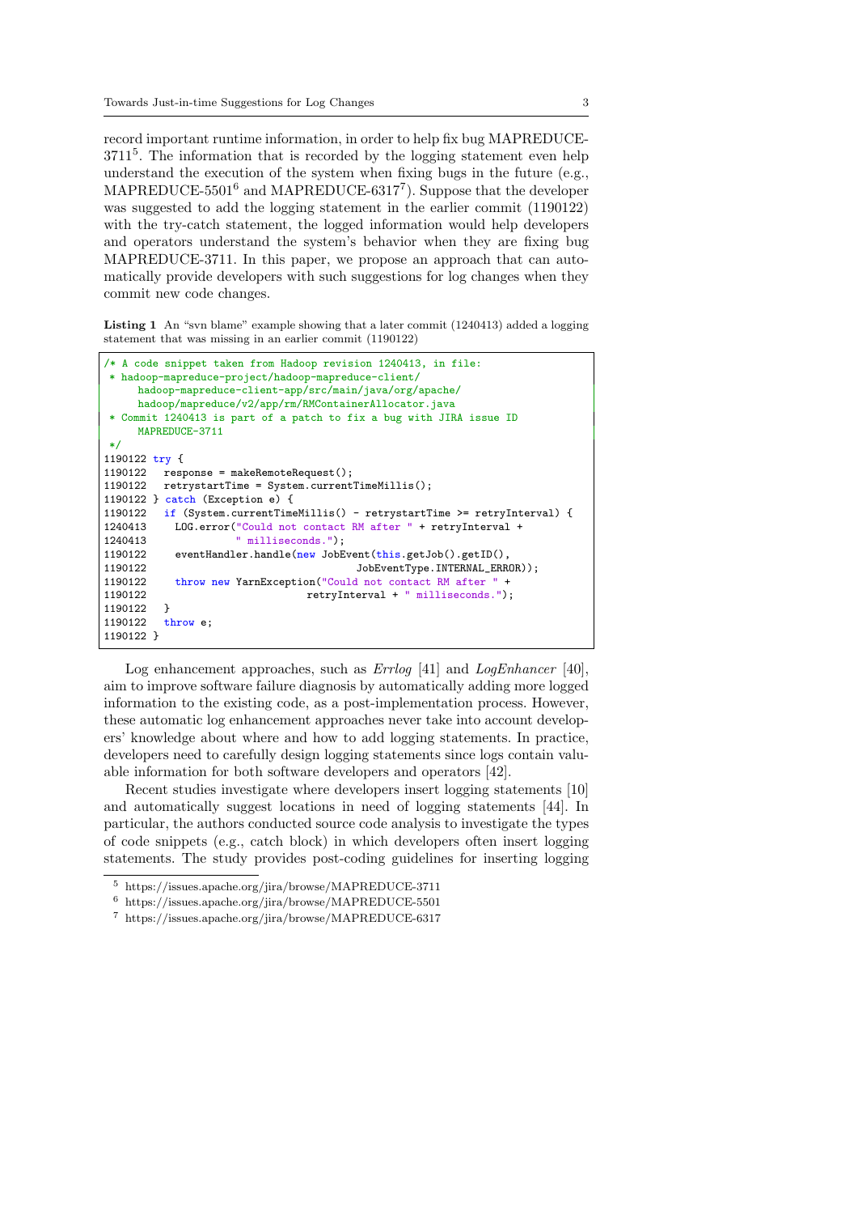record important runtime information, in order to help fix bug MAPREDUCE-3711[5]. The information that is recorded by the logging statement even help understand the execution of the system when fixing bugs in the future (e.g., MAPREDUCE-5501[6] and MAPREDUCE-6317[7]). Suppose that the developer was suggested to add the logging statement in the earlier commit (1190122) with the try-catch statement, the logged information would help developers and operators understand the system's behavior when they are fixing bug MAPREDUCE-3711. In this paper, we propose an approach that can automatically provide developers with such suggestions for log changes when they commit new code changes.

**Listing 1** An "svn blame" example showing that a later commit (1240413) added a logging statement that was missing in an earlier commit (1190122)

```
/* A code snippet taken from Hadoop revision 1240413, in file:
 * hadoop-mapreduce-project/hadoop-mapreduce-client/
     hadoop-mapreduce-client-app/src/main/java/org/apache/
     hadoop/mapreduce/v2/app/rm/RMContainerAllocator.java
 * Commit 1240413 is part of a patch to fix a bug with JIRA issue ID
     MAPREDUCE-3711
 */
1190122 try {
1190122   response = makeRemoteRequest();
1190122   retrystartTime = System.currentTimeMillis();
1190122 } catch (Exception e) {
1190122   if (System.currentTimeMillis() - retrystartTime >= retryInterval) {
1240413     LOG.error("Could not contact RM after " + retryInterval +
1240413               " milliseconds.");
1190122     eventHandler.handle(new JobEvent(this.getJob().getID(),
1190122                                      JobEventType.INTERNAL_ERROR));
1190122     throw new YarnException("Could not contact RM after " +
1190122                             retryInterval + " milliseconds.");
1190122   }
1190122   throw e;
1190122 }
```

Log enhancement approaches, such as *Errlog* [41] and *LogEnhancer* [40], aim to improve software failure diagnosis by automatically adding more logged information to the existing code, as a post-implementation process. However, these automatic log enhancement approaches never take into account developers' knowledge about where and how to add logging statements. In practice, developers need to carefully design logging statements since logs contain valuable information for both software developers and operators [42].

Recent studies investigate where developers insert logging statements [10] and automatically suggest locations in need of logging statements [44]. In particular, the authors conducted source code analysis to investigate the types of code snippets (e.g., catch block) in which developers often insert logging statements. The study provides post-coding guidelines for inserting logging

[5] https://issues.apache.org/jira/browse/MAPREDUCE-3711
[6] https://issues.apache.org/jira/browse/MAPREDUCE-5501
[7] https://issues.apache.org/jira/browse/MAPREDUCE-6317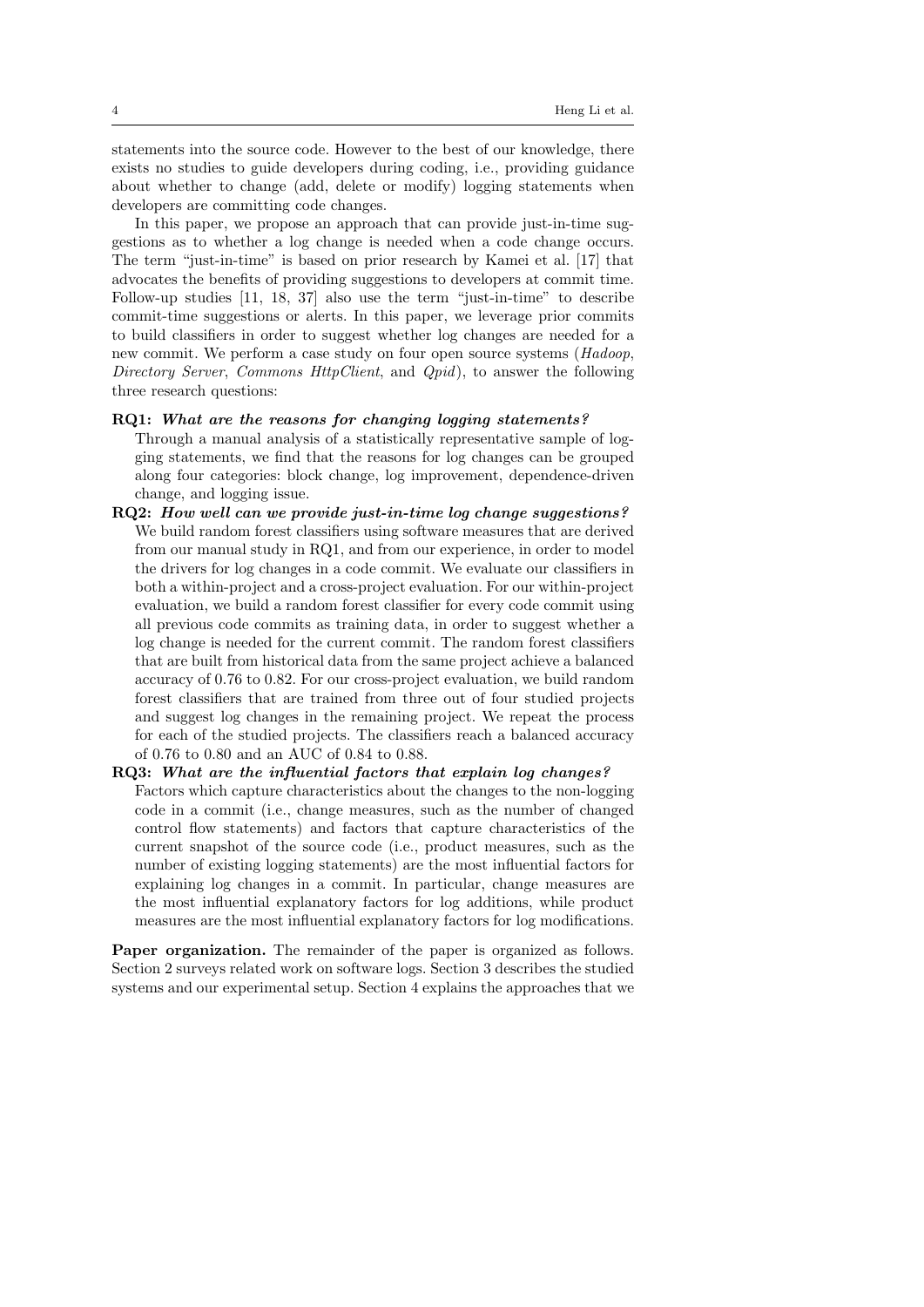statements into the source code. However to the best of our knowledge, there exists no studies to guide developers during coding, i.e., providing guidance about whether to change (add, delete or modify) logging statements when developers are committing code changes.

In this paper, we propose an approach that can provide just-in-time suggestions as to whether a log change is needed when a code change occurs. The term "just-in-time" is based on prior research by Kamei et al. [17] that advocates the benefits of providing suggestions to developers at commit time. Follow-up studies [11, 18, 37] also use the term "just-in-time" to describe commit-time suggestions or alerts. In this paper, we leverage prior commits to build classifiers in order to suggest whether log changes are needed for a new commit. We perform a case study on four open source systems (*Hadoop*, *Directory Server*, *Commons HttpClient*, and *Qpid*), to answer the following three research questions:

**RQ1:** ***What are the reasons for changing logging statements?***
Through a manual analysis of a statistically representative sample of logging statements, we find that the reasons for log changes can be grouped along four categories: block change, log improvement, dependence-driven change, and logging issue.

**RQ2:** ***How well can we provide just-in-time log change suggestions?***
We build random forest classifiers using software measures that are derived from our manual study in RQ1, and from our experience, in order to model the drivers for log changes in a code commit. We evaluate our classifiers in both a within-project and a cross-project evaluation. For our within-project evaluation, we build a random forest classifier for every code commit using all previous code commits as training data, in order to suggest whether a log change is needed for the current commit. The random forest classifiers that are built from historical data from the same project achieve a balanced accuracy of 0.76 to 0.82. For our cross-project evaluation, we build random forest classifiers that are trained from three out of four studied projects and suggest log changes in the remaining project. We repeat the process for each of the studied projects. The classifiers reach a balanced accuracy of 0.76 to 0.80 and an AUC of 0.84 to 0.88.

**RQ3:** ***What are the influential factors that explain log changes?***
Factors which capture characteristics about the changes to the non-logging code in a commit (i.e., change measures, such as the number of changed control flow statements) and factors that capture characteristics of the current snapshot of the source code (i.e., product measures, such as the number of existing logging statements) are the most influential factors for explaining log changes in a commit. In particular, change measures are the most influential explanatory factors for log additions, while product measures are the most influential explanatory factors for log modifications.

**Paper organization.** The remainder of the paper is organized as follows. Section 2 surveys related work on software logs. Section 3 describes the studied systems and our experimental setup. Section 4 explains the approaches that we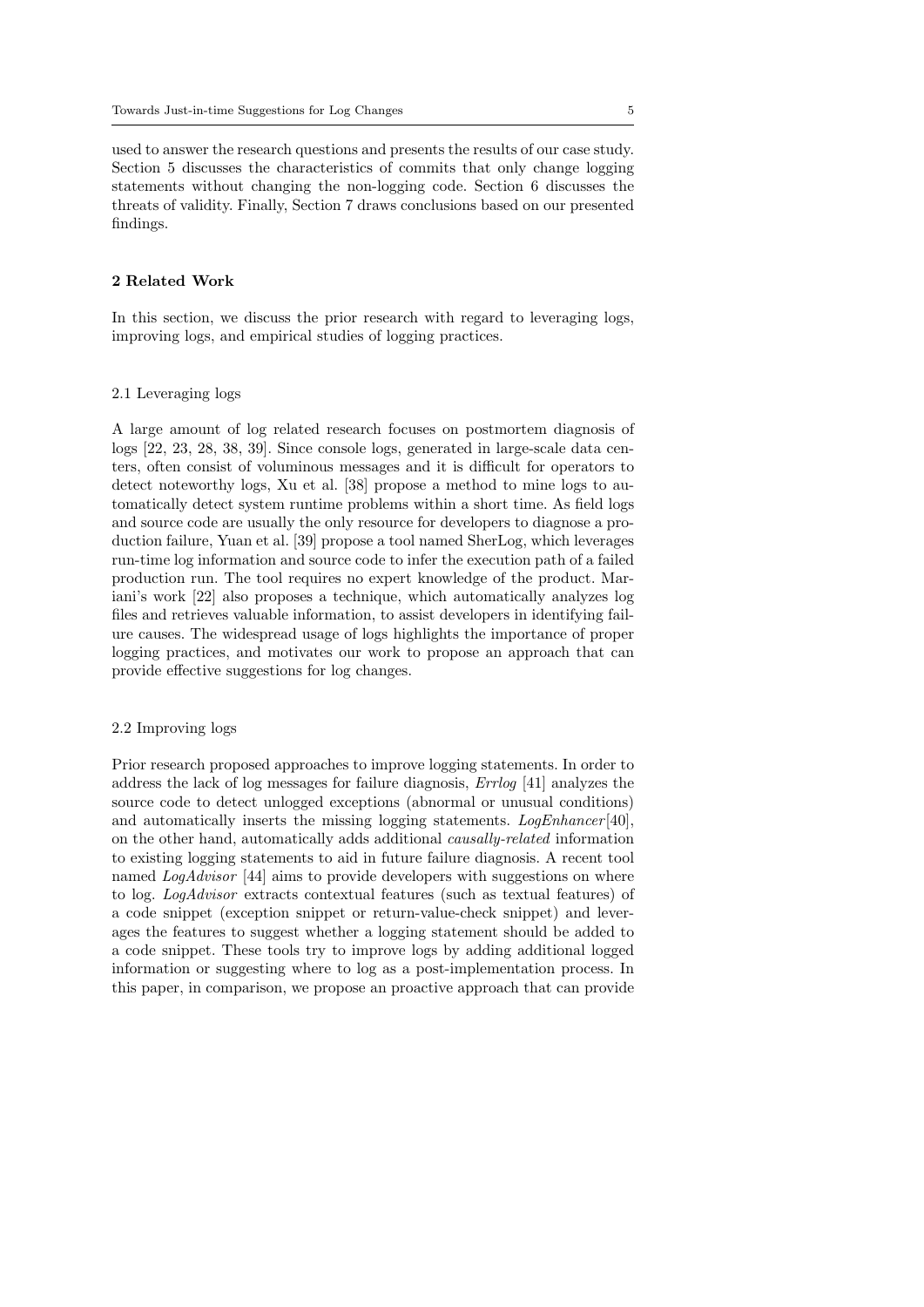used to answer the research questions and presents the results of our case study. Section 5 discusses the characteristics of commits that only change logging statements without changing the non-logging code. Section 6 discusses the threats of validity. Finally, Section 7 draws conclusions based on our presented findings.

## 2 Related Work

In this section, we discuss the prior research with regard to leveraging logs, improving logs, and empirical studies of logging practices.

### 2.1 Leveraging logs

A large amount of log related research focuses on postmortem diagnosis of logs [22, 23, 28, 38, 39]. Since console logs, generated in large-scale data centers, often consist of voluminous messages and it is difficult for operators to detect noteworthy logs, Xu et al. [38] propose a method to mine logs to automatically detect system runtime problems within a short time. As field logs and source code are usually the only resource for developers to diagnose a production failure, Yuan et al. [39] propose a tool named SherLog, which leverages run-time log information and source code to infer the execution path of a failed production run. The tool requires no expert knowledge of the product. Mariani's work [22] also proposes a technique, which automatically analyzes log files and retrieves valuable information, to assist developers in identifying failure causes. The widespread usage of logs highlights the importance of proper logging practices, and motivates our work to propose an approach that can provide effective suggestions for log changes.

### 2.2 Improving logs

Prior research proposed approaches to improve logging statements. In order to address the lack of log messages for failure diagnosis, *Errlog* [41] analyzes the source code to detect unlogged exceptions (abnormal or unusual conditions) and automatically inserts the missing logging statements. *LogEnhancer*[40], on the other hand, automatically adds additional *causally-related* information to existing logging statements to aid in future failure diagnosis. A recent tool named *LogAdvisor* [44] aims to provide developers with suggestions on where to log. *LogAdvisor* extracts contextual features (such as textual features) of a code snippet (exception snippet or return-value-check snippet) and leverages the features to suggest whether a logging statement should be added to a code snippet. These tools try to improve logs by adding additional logged information or suggesting where to log as a post-implementation process. In this paper, in comparison, we propose an proactive approach that can provide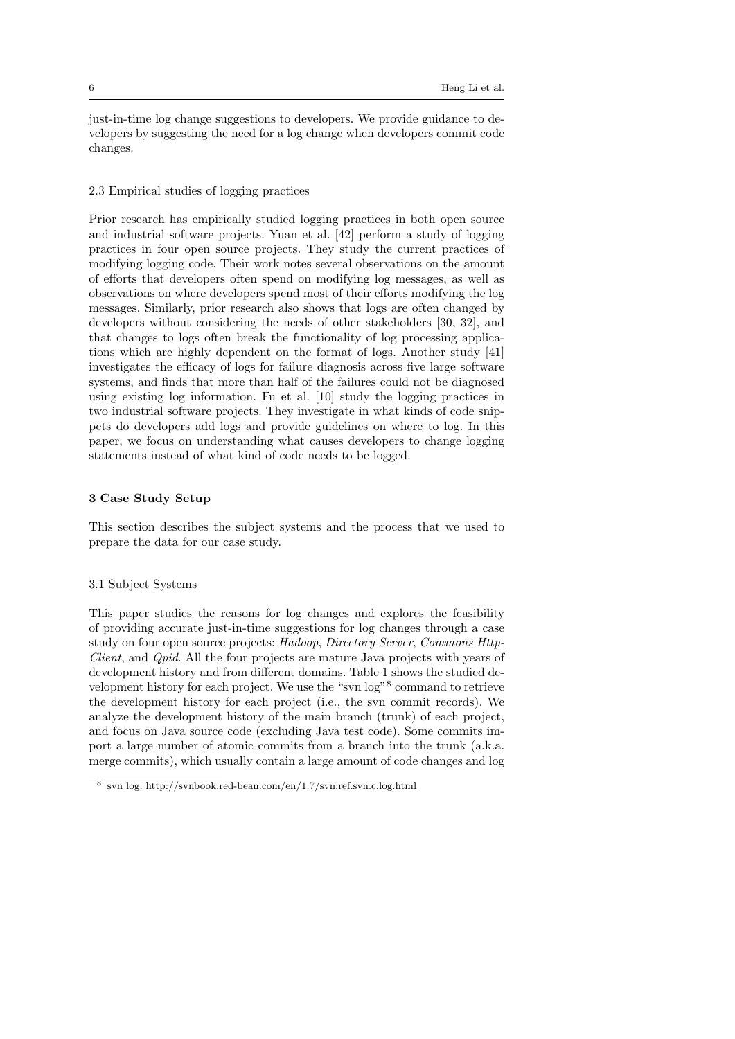just-in-time log change suggestions to developers. We provide guidance to developers by suggesting the need for a log change when developers commit code changes.

### 2.3 Empirical studies of logging practices

Prior research has empirically studied logging practices in both open source and industrial software projects. Yuan et al. [42] perform a study of logging practices in four open source projects. They study the current practices of modifying logging code. Their work notes several observations on the amount of efforts that developers often spend on modifying log messages, as well as observations on where developers spend most of their efforts modifying the log messages. Similarly, prior research also shows that logs are often changed by developers without considering the needs of other stakeholders [30, 32], and that changes to logs often break the functionality of log processing applications which are highly dependent on the format of logs. Another study [41] investigates the efficacy of logs for failure diagnosis across five large software systems, and finds that more than half of the failures could not be diagnosed using existing log information. Fu et al. [10] study the logging practices in two industrial software projects. They investigate in what kinds of code snippets do developers add logs and provide guidelines on where to log. In this paper, we focus on understanding what causes developers to change logging statements instead of what kind of code needs to be logged.

## 3 Case Study Setup

This section describes the subject systems and the process that we used to prepare the data for our case study.

### 3.1 Subject Systems

This paper studies the reasons for log changes and explores the feasibility of providing accurate just-in-time suggestions for log changes through a case study on four open source projects: *Hadoop*, *Directory Server*, *Commons HttpClient*, and *Qpid*. All the four projects are mature Java projects with years of development history and from different domains. Table 1 shows the studied development history for each project. We use the "svn log"[8] command to retrieve the development history for each project (i.e., the svn commit records). We analyze the development history of the main branch (trunk) of each project, and focus on Java source code (excluding Java test code). Some commits import a large number of atomic commits from a branch into the trunk (a.k.a. merge commits), which usually contain a large amount of code changes and log

[8] svn log. http://svnbook.red-bean.com/en/1.7/svn.ref.svn.c.log.html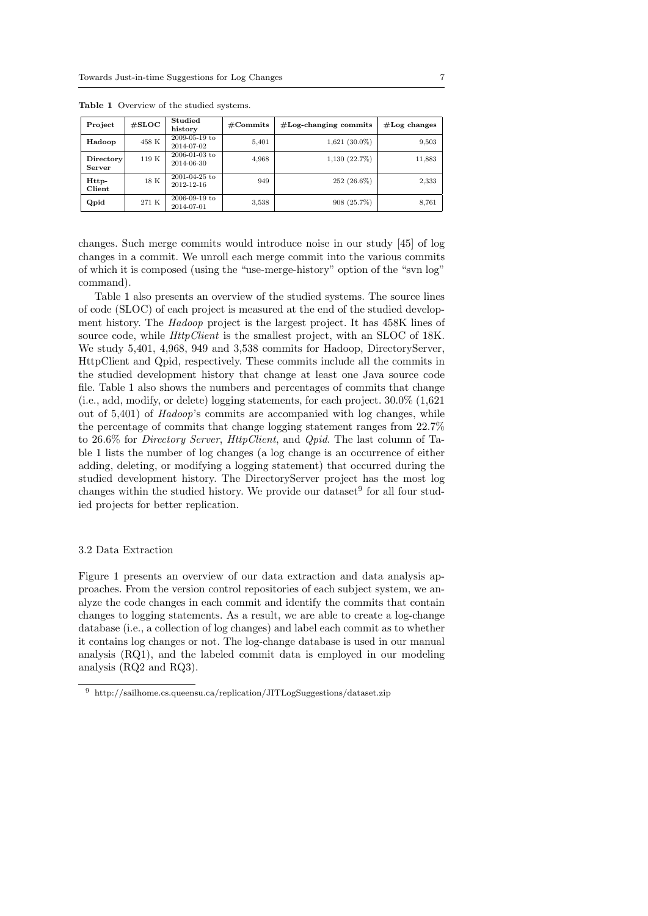**Table 1** Overview of the studied systems.

| Project | #SLOC | Studied history | #Commits | #Log-changing commits | #Log changes |
|---|---|---|---|---|---|
| **Hadoop** | 458 K | 2009-05-19 to 2014-07-02 | 5,401 | 1,621 (30.0%) | 9,503 |
| **Directory Server** | 119 K | 2006-01-03 to 2014-06-30 | 4,968 | 1,130 (22.7%) | 11,883 |
| **Http-Client** | 18 K | 2001-04-25 to 2012-12-16 | 949 | 252 (26.6%) | 2,333 |
| **Qpid** | 271 K | 2006-09-19 to 2014-07-01 | 3,538 | 908 (25.7%) | 8,761 |

changes. Such merge commits would introduce noise in our study [45] of log changes in a commit. We unroll each merge commit into the various commits of which it is composed (using the "use-merge-history" option of the "svn log" command).

Table 1 also presents an overview of the studied systems. The source lines of code (SLOC) of each project is measured at the end of the studied development history. The *Hadoop* project is the largest project. It has 458K lines of source code, while *HttpClient* is the smallest project, with an SLOC of 18K. We study 5,401, 4,968, 949 and 3,538 commits for Hadoop, DirectoryServer, HttpClient and Qpid, respectively. These commits include all the commits in the studied development history that change at least one Java source code file. Table 1 also shows the numbers and percentages of commits that change (i.e., add, modify, or delete) logging statements, for each project. 30.0% (1,621 out of 5,401) of *Hadoop*'s commits are accompanied with log changes, while the percentage of commits that change logging statement ranges from 22.7% to 26.6% for *Directory Server*, *HttpClient*, and *Qpid*. The last column of Table 1 lists the number of log changes (a log change is an occurrence of either adding, deleting, or modifying a logging statement) that occurred during the studied development history. The DirectoryServer project has the most log changes within the studied history. We provide our dataset[9] for all four studied projects for better replication.

### 3.2 Data Extraction

Figure 1 presents an overview of our data extraction and data analysis approaches. From the version control repositories of each subject system, we analyze the code changes in each commit and identify the commits that contain changes to logging statements. As a result, we are able to create a log-change database (i.e., a collection of log changes) and label each commit as to whether it contains log changes or not. The log-change database is used in our manual analysis (RQ1), and the labeled commit data is employed in our modeling analysis (RQ2 and RQ3).

[9] http://sailhome.cs.queensu.ca/replication/JITLogSuggestions/dataset.zip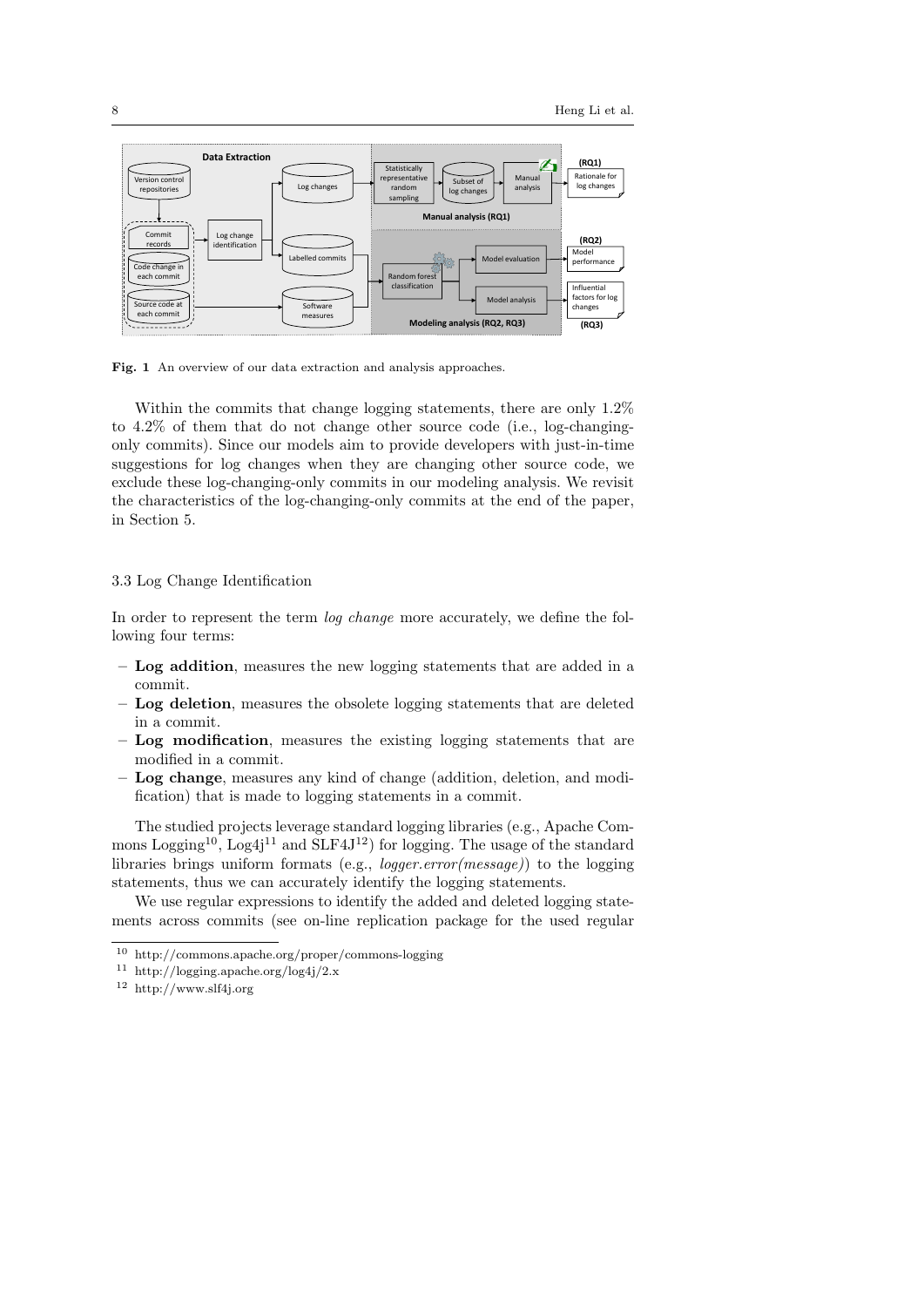Fig. 1 An overview of our data extraction and analysis approaches.

Within the commits that change logging statements, there are only 1.2% to 4.2% of them that do not change other source code (i.e., log-changing-only commits). Since our models aim to provide developers with just-in-time suggestions for log changes when they are changing other source code, we exclude these log-changing-only commits in our modeling analysis. We revisit the characteristics of the log-changing-only commits at the end of the paper, in Section 5.

### 3.3 Log Change Identification

In order to represent the term *log change* more accurately, we define the following four terms:

- **Log addition**, measures the new logging statements that are added in a commit.
- **Log deletion**, measures the obsolete logging statements that are deleted in a commit.
- **Log modification**, measures the existing logging statements that are modified in a commit.
- **Log change**, measures any kind of change (addition, deletion, and modification) that is made to logging statements in a commit.

The studied projects leverage standard logging libraries (e.g., Apache Commons Logging[10], Log4j[11] and SLF4J[12]) for logging. The usage of the standard libraries brings uniform formats (e.g., *logger.error(message)*) to the logging statements, thus we can accurately identify the logging statements.

We use regular expressions to identify the added and deleted logging statements across commits (see on-line replication package for the used regular

[10] http://commons.apache.org/proper/commons-logging
[11] http://logging.apache.org/log4j/2.x
[12] http://www.slf4j.org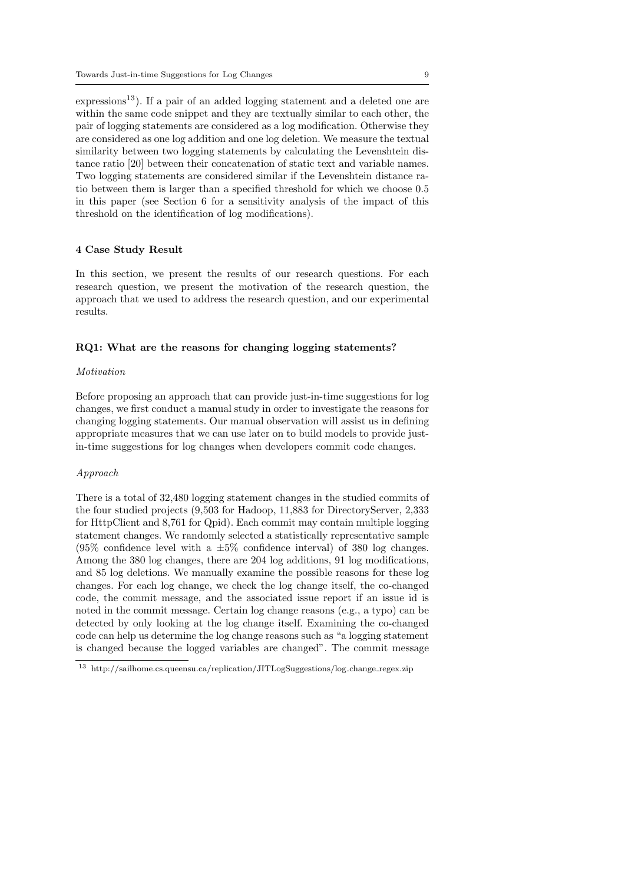expressions[13]). If a pair of an added logging statement and a deleted one are within the same code snippet and they are textually similar to each other, the pair of logging statements are considered as a log modification. Otherwise they are considered as one log addition and one log deletion. We measure the textual similarity between two logging statements by calculating the Levenshtein distance ratio [20] between their concatenation of static text and variable names. Two logging statements are considered similar if the Levenshtein distance ratio between them is larger than a specified threshold for which we choose 0.5 in this paper (see Section 6 for a sensitivity analysis of the impact of this threshold on the identification of log modifications).

## 4 Case Study Result

In this section, we present the results of our research questions. For each research question, we present the motivation of the research question, the approach that we used to address the research question, and our experimental results.

### RQ1: What are the reasons for changing logging statements?

*Motivation*

Before proposing an approach that can provide just-in-time suggestions for log changes, we first conduct a manual study in order to investigate the reasons for changing logging statements. Our manual observation will assist us in defining appropriate measures that we can use later on to build models to provide just-in-time suggestions for log changes when developers commit code changes.

*Approach*

There is a total of 32,480 logging statement changes in the studied commits of the four studied projects (9,503 for Hadoop, 11,883 for DirectoryServer, 2,333 for HttpClient and 8,761 for Qpid). Each commit may contain multiple logging statement changes. We randomly selected a statistically representative sample (95% confidence level with a ±5% confidence interval) of 380 log changes. Among the 380 log changes, there are 204 log additions, 91 log modifications, and 85 log deletions. We manually examine the possible reasons for these log changes. For each log change, we check the log change itself, the co-changed code, the commit message, and the associated issue report if an issue id is noted in the commit message. Certain log change reasons (e.g., a typo) can be detected by only looking at the log change itself. Examining the co-changed code can help us determine the log change reasons such as "a logging statement is changed because the logged variables are changed". The commit message

[13] http://sailhome.cs.queensu.ca/replication/JITLogSuggestions/log_change_regex.zip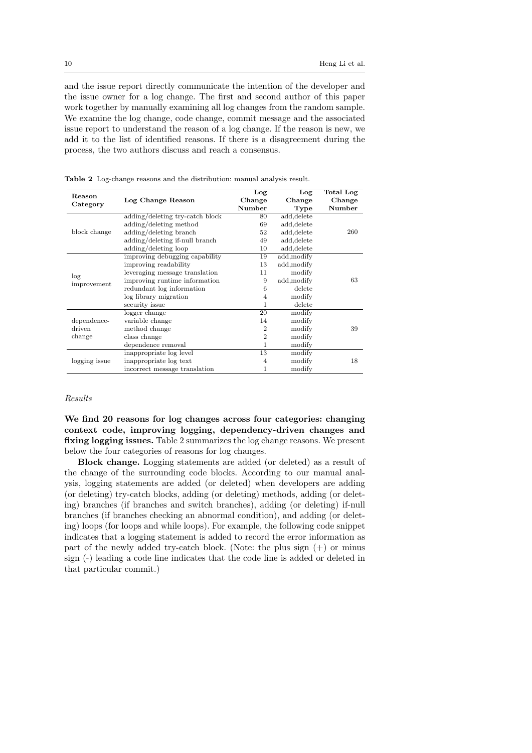and the issue report directly communicate the intention of the developer and the issue owner for a log change. The first and second author of this paper work together by manually examining all log changes from the random sample. We examine the log change, code change, commit message and the associated issue report to understand the reason of a log change. If the reason is new, we add it to the list of identified reasons. If there is a disagreement during the process, the two authors discuss and reach a consensus.

**Table 2** Log-change reasons and the distribution: manual analysis result.

| Reason Category | Log Change Reason | Log Change Number | Log Change Type | Total Log Change Number |
|---|---|---|---|---|
| block change | adding/deleting try-catch block | 80 | add,delete | 260 |
| | adding/deleting method | 69 | add,delete | |
| | adding/deleting branch | 52 | add,delete | |
| | adding/deleting if-null branch | 49 | add,delete | |
| | adding/deleting loop | 10 | add,delete | |
| log improvement | improving debugging capability | 19 | add,modify | 63 |
| | improving readability | 13 | add,modify | |
| | leveraging message translation | 11 | modify | |
| | improving runtime information | 9 | add,modify | |
| | redundant log information | 6 | delete | |
| | log library migration | 4 | modify | |
| | security issue | 1 | delete | |
| dependence-driven change | logger change | 20 | modify | 39 |
| | variable change | 14 | modify | |
| | method change | 2 | modify | |
| | class change | 2 | modify | |
| | dependence removal | 1 | modify | |
| logging issue | inappropriate log level | 13 | modify | 18 |
| | inappropriate log text | 4 | modify | |
| | incorrect message translation | 1 | modify | |

*Results*

**We find 20 reasons for log changes across four categories: changing context code, improving logging, dependency-driven changes and fixing logging issues.** Table 2 summarizes the log change reasons. We present below the four categories of reasons for log changes.

**Block change.** Logging statements are added (or deleted) as a result of the change of the surrounding code blocks. According to our manual analysis, logging statements are added (or deleted) when developers are adding (or deleting) try-catch blocks, adding (or deleting) methods, adding (or deleting) branches (if branches and switch branches), adding (or deleting) if-null branches (if branches checking an abnormal condition), and adding (or deleting) loops (for loops and while loops). For example, the following code snippet indicates that a logging statement is added to record the error information as part of the newly added try-catch block. (Note: the plus sign (+) or minus sign (-) leading a code line indicates that the code line is added or deleted in that particular commit.)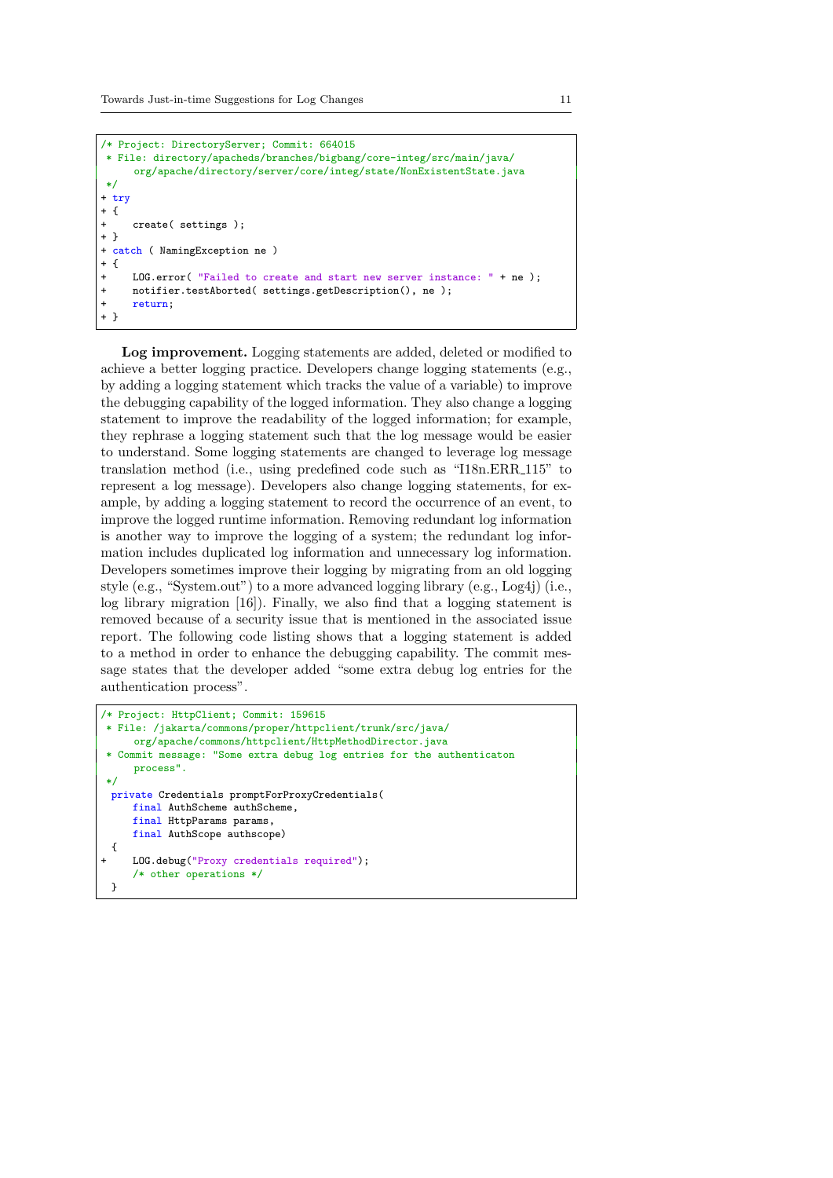```
/* Project: DirectoryServer; Commit: 664015
 * File: directory/apacheds/branches/bigbang/core-integ/src/main/java/
     org/apache/directory/server/core/integ/state/NonExistentState.java
 */
+ try
+ {
+     create( settings );
+ }
+ catch ( NamingException ne )
+ {
+     LOG.error( "Failed to create and start new server instance: " + ne );
+     notifier.testAborted( settings.getDescription(), ne );
+     return;
+ }
```

**Log improvement.** Logging statements are added, deleted or modified to achieve a better logging practice. Developers change logging statements (e.g., by adding a logging statement which tracks the value of a variable) to improve the debugging capability of the logged information. They also change a logging statement to improve the readability of the logged information; for example, they rephrase a logging statement such that the log message would be easier to understand. Some logging statements are changed to leverage log message translation method (i.e., using predefined code such as "I18n.ERR_115" to represent a log message). Developers also change logging statements, for example, by adding a logging statement to record the occurrence of an event, to improve the logged runtime information. Removing redundant log information is another way to improve the logging of a system; the redundant log information includes duplicated log information and unnecessary log information. Developers sometimes improve their logging by migrating from an old logging style (e.g., "System.out") to a more advanced logging library (e.g., Log4j) (i.e., log library migration [16]). Finally, we also find that a logging statement is removed because of a security issue that is mentioned in the associated issue report. The following code listing shows that a logging statement is added to a method in order to enhance the debugging capability. The commit message states that the developer added "some extra debug log entries for the authentication process".

```
/* Project: HttpClient; Commit: 159615
 * File: /jakarta/commons/proper/httpclient/trunk/src/java/
     org/apache/commons/httpclient/HttpMethodDirector.java
 * Commit message: "Some extra debug log entries for the authenticaton
     process".
 */
  private Credentials promptForProxyCredentials(
      final AuthScheme authScheme,
      final HttpParams params,
      final AuthScope authscope)
  {
+     LOG.debug("Proxy credentials required");
      /* other operations */
  }
```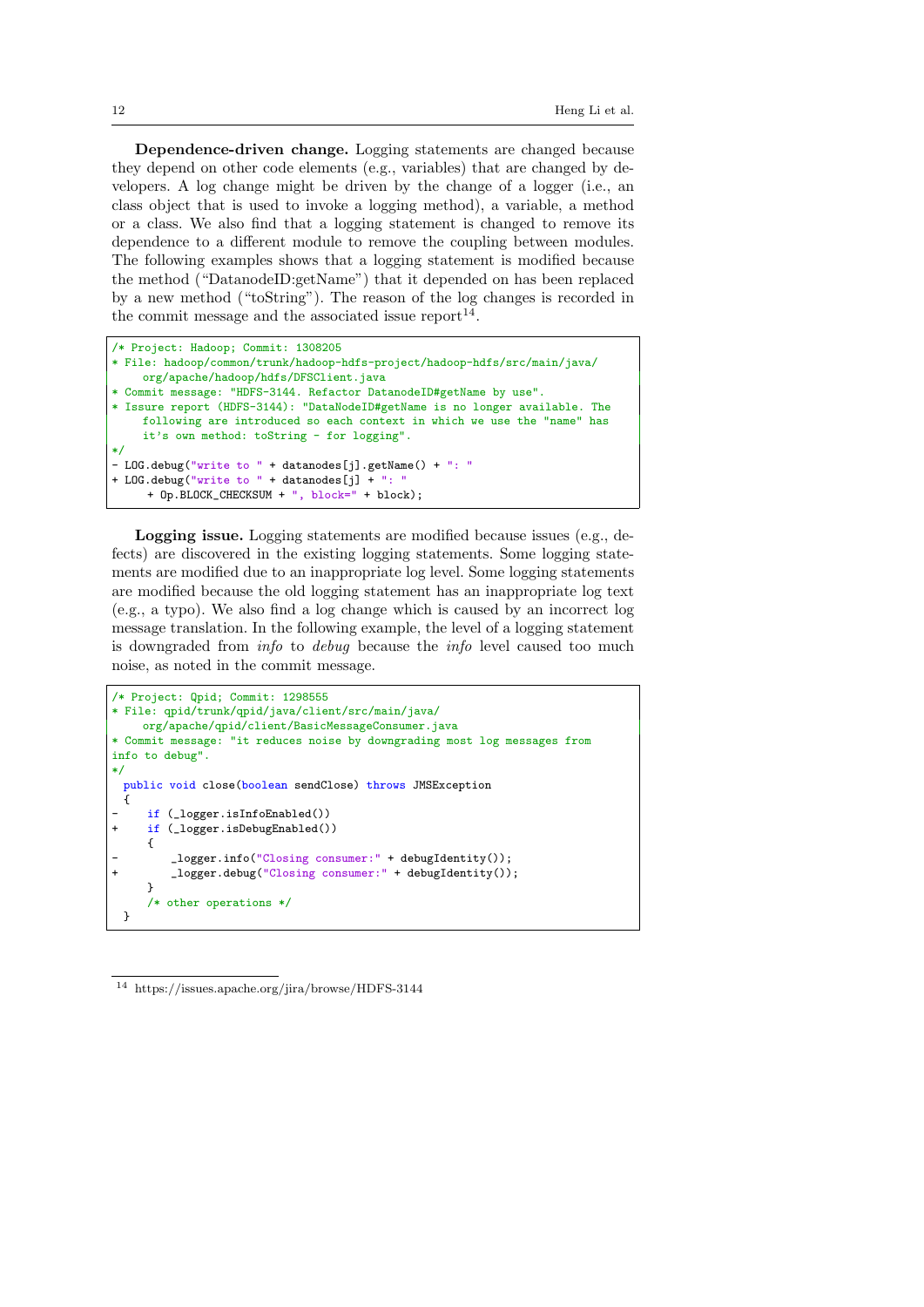**Dependence-driven change.** Logging statements are changed because they depend on other code elements (e.g., variables) that are changed by developers. A log change might be driven by the change of a logger (i.e., an class object that is used to invoke a logging method), a variable, a method or a class. We also find that a logging statement is changed to remove its dependence to a different module to remove the coupling between modules. The following examples shows that a logging statement is modified because the method ("DatanodeID:getName") that it depended on has been replaced by a new method ("toString"). The reason of the log changes is recorded in the commit message and the associated issue report[14].

```
/* Project: Hadoop; Commit: 1308205
* File: hadoop/common/trunk/hadoop-hdfs-project/hadoop-hdfs/src/main/java/
    org/apache/hadoop/hdfs/DFSClient.java
* Commit message: "HDFS-3144. Refactor DatanodeID#getName by use".
* Issure report (HDFS-3144): "DataNodeID#getName is no longer available. The
    following are introduced so each context in which we use the "name" has
    it's own method: toString - for logging".
*/
- LOG.debug("write to " + datanodes[j].getName() + ": "
+ LOG.debug("write to " + datanodes[j] + ": "
     + Op.BLOCK_CHECKSUM + ", block=" + block);
```

**Logging issue.** Logging statements are modified because issues (e.g., defects) are discovered in the existing logging statements. Some logging statements are modified due to an inappropriate log level. Some logging statements are modified because the old logging statement has an inappropriate log text (e.g., a typo). We also find a log change which is caused by an incorrect log message translation. In the following example, the level of a logging statement is downgraded from *info* to *debug* because the *info* level caused too much noise, as noted in the commit message.

```
/* Project: Qpid; Commit: 1298555
* File: qpid/trunk/qpid/java/client/src/main/java/
    org/apache/qpid/client/BasicMessageConsumer.java
* Commit message: "it reduces noise by downgrading most log messages from
info to debug".
*/
  public void close(boolean sendClose) throws JMSException
  {
-     if (_logger.isInfoEnabled())
+     if (_logger.isDebugEnabled())
      {
-         _logger.info("Closing consumer:" + debugIdentity());
+         _logger.debug("Closing consumer:" + debugIdentity());
      }
      /* other operations */
  }
```

[14] https://issues.apache.org/jira/browse/HDFS-3144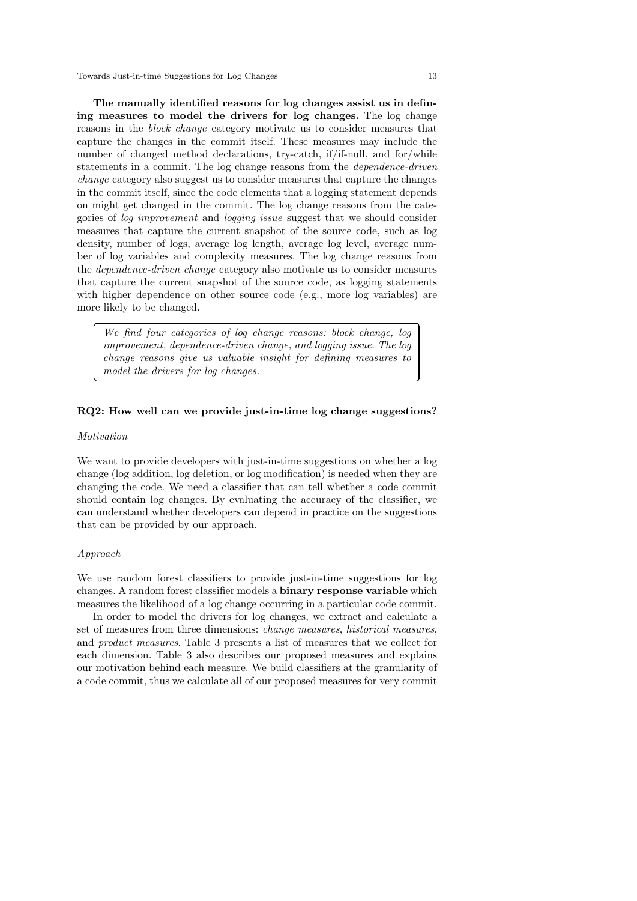**The manually identified reasons for log changes assist us in defining measures to model the drivers for log changes.** The log change reasons in the *block change* category motivate us to consider measures that capture the changes in the commit itself. These measures may include the number of changed method declarations, try-catch, if/if-null, and for/while statements in a commit. The log change reasons from the *dependence-driven change* category also suggest us to consider measures that capture the changes in the commit itself, since the code elements that a logging statement depends on might get changed in the commit. The log change reasons from the categories of *log improvement* and *logging issue* suggest that we should consider measures that capture the current snapshot of the source code, such as log density, number of logs, average log length, average log level, average number of log variables and complexity measures. The log change reasons from the *dependence-driven change* category also motivate us to consider measures that capture the current snapshot of the source code, as logging statements with higher dependence on other source code (e.g., more log variables) are more likely to be changed.

> *We find four categories of log change reasons: block change, log improvement, dependence-driven change, and logging issue. The log change reasons give us valuable insight for defining measures to model the drivers for log changes.*

**RQ2: How well can we provide just-in-time log change suggestions?**

*Motivation*

We want to provide developers with just-in-time suggestions on whether a log change (log addition, log deletion, or log modification) is needed when they are changing the code. We need a classifier that can tell whether a code commit should contain log changes. By evaluating the accuracy of the classifier, we can understand whether developers can depend in practice on the suggestions that can be provided by our approach.

*Approach*

We use random forest classifiers to provide just-in-time suggestions for log changes. A random forest classifier models a **binary response variable** which measures the likelihood of a log change occurring in a particular code commit.

In order to model the drivers for log changes, we extract and calculate a set of measures from three dimensions: *change measures*, *historical measures*, and *product measures*. Table 3 presents a list of measures that we collect for each dimension. Table 3 also describes our proposed measures and explains our motivation behind each measure. We build classifiers at the granularity of a code commit, thus we calculate all of our proposed measures for very commit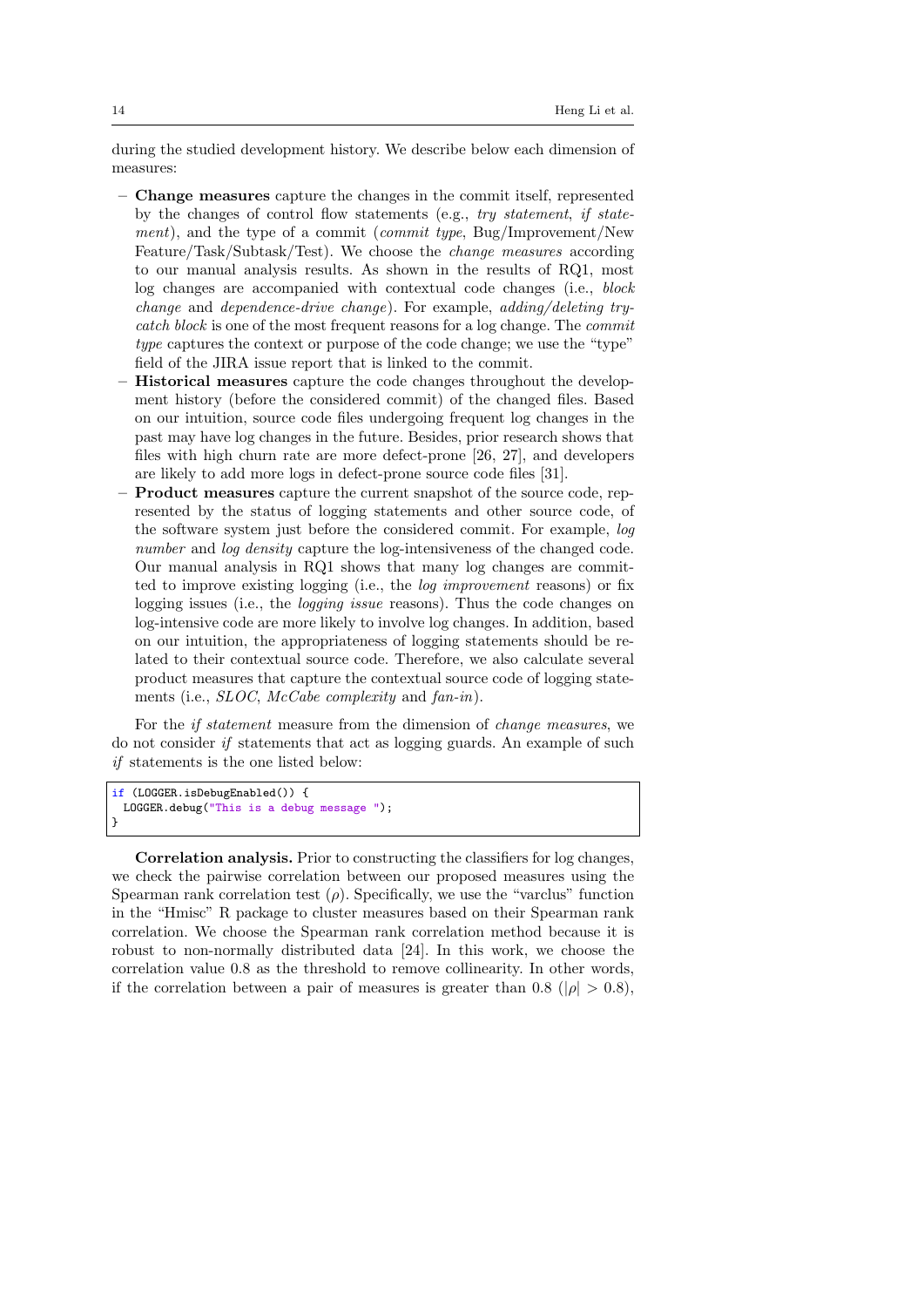during the studied development history. We describe below each dimension of measures:

- **Change measures** capture the changes in the commit itself, represented by the changes of control flow statements (e.g., *try statement*, *if statement*), and the type of a commit (*commit type*, Bug/Improvement/New Feature/Task/Subtask/Test). We choose the *change measures* according to our manual analysis results. As shown in the results of RQ1, most log changes are accompanied with contextual code changes (i.e., *block change* and *dependence-drive change*). For example, *adding/deleting try-catch block* is one of the most frequent reasons for a log change. The *commit type* captures the context or purpose of the code change; we use the "type" field of the JIRA issue report that is linked to the commit.
- **Historical measures** capture the code changes throughout the development history (before the considered commit) of the changed files. Based on our intuition, source code files undergoing frequent log changes in the past may have log changes in the future. Besides, prior research shows that files with high churn rate are more defect-prone [26, 27], and developers are likely to add more logs in defect-prone source code files [31].
- **Product measures** capture the current snapshot of the source code, represented by the status of logging statements and other source code, of the software system just before the considered commit. For example, *log number* and *log density* capture the log-intensiveness of the changed code. Our manual analysis in RQ1 shows that many log changes are committed to improve existing logging (i.e., the *log improvement* reasons) or fix logging issues (i.e., the *logging issue* reasons). Thus the code changes on log-intensive code are more likely to involve log changes. In addition, based on our intuition, the appropriateness of logging statements should be related to their contextual source code. Therefore, we also calculate several product measures that capture the contextual source code of logging statements (i.e., *SLOC*, *McCabe complexity* and *fan-in*).

For the *if statement* measure from the dimension of *change measures*, we do not consider *if* statements that act as logging guards. An example of such *if* statements is the one listed below:

```
if (LOGGER.isDebugEnabled()) {
 LOGGER.debug("This is a debug message ");
}
```

**Correlation analysis.** Prior to constructing the classifiers for log changes, we check the pairwise correlation between our proposed measures using the Spearman rank correlation test ($\rho$). Specifically, we use the "varclus" function in the "Hmisc" R package to cluster measures based on their Spearman rank correlation. We choose the Spearman rank correlation method because it is robust to non-normally distributed data [24]. In this work, we choose the correlation value 0.8 as the threshold to remove collinearity. In other words, if the correlation between a pair of measures is greater than 0.8 ($|\rho| > 0.8$),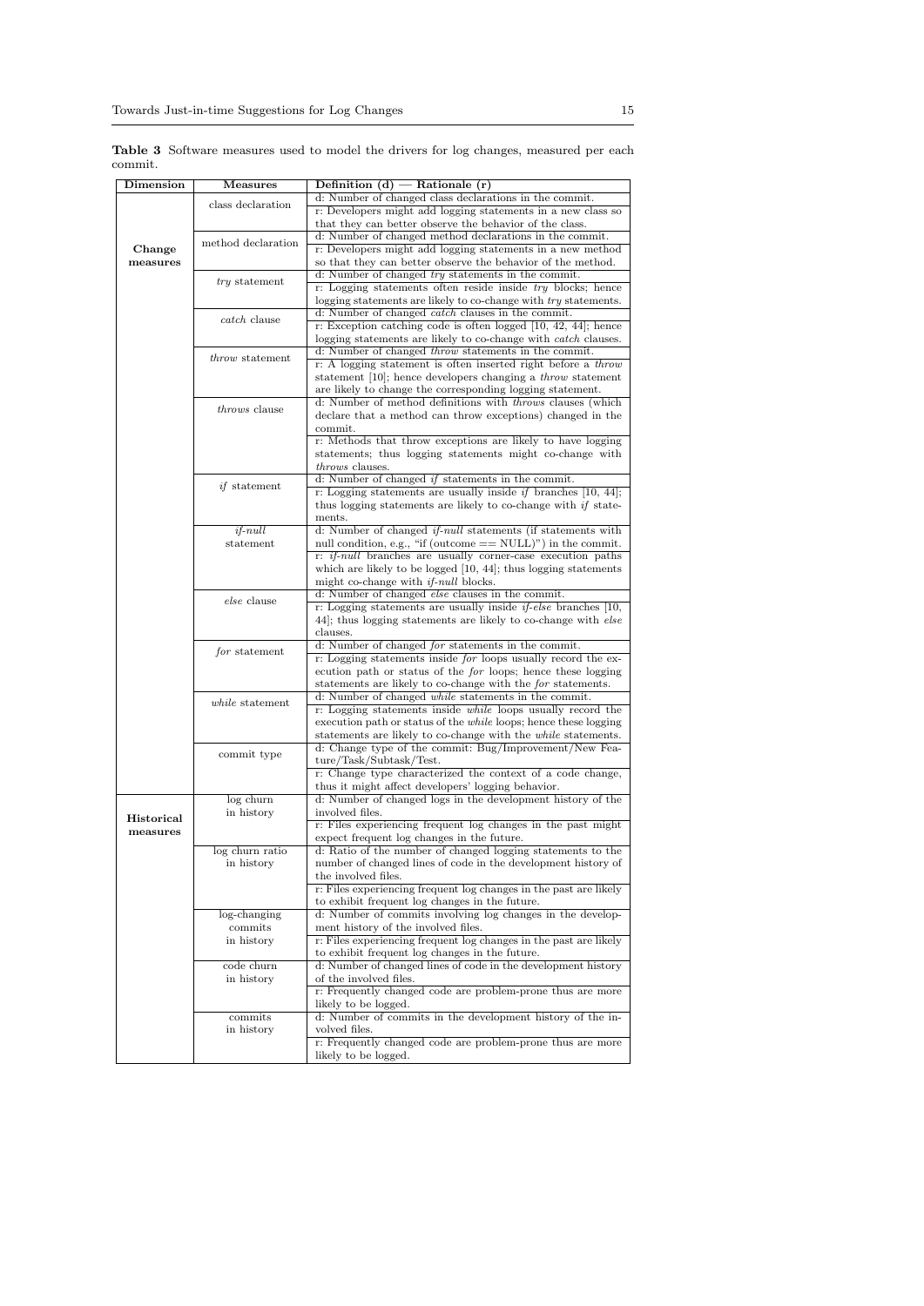**Table 3** Software measures used to model the drivers for log changes, measured per each commit.

| Dimension | Measures | Definition (d) — Rationale (r) |
| --- | --- | --- |
| **Change measures** | class declaration | d: Number of changed class declarations in the commit.<br>r: Developers might add logging statements in a new class so that they can better observe the behavior of the class. |
| | method declaration | d: Number of changed method declarations in the commit.<br>r: Developers might add logging statements in a new method so that they can better observe the behavior of the method. |
| | *try* statement | d: Number of changed *try* statements in the commit.<br>r: Logging statements often reside inside *try* blocks; hence logging statements are likely to co-change with *try* statements. |
| | *catch* clause | d: Number of changed *catch* clauses in the commit.<br>r: Exception catching code is often logged [10, 42, 44]; hence logging statements are likely to co-change with *catch* clauses. |
| | *throw* statement | d: Number of changed *throw* statements in the commit.<br>r: A logging statement is often inserted right before a *throw* statement [10]; hence developers changing a *throw* statement are likely to change the corresponding logging statement. |
| | *throws* clause | d: Number of method definitions with *throws* clauses (which declare that a method can throw exceptions) changed in the commit.<br>r: Methods that throw exceptions are likely to have logging statements; thus logging statements might co-change with *throws* clauses. |
| | *if* statement | d: Number of changed *if* statements in the commit.<br>r: Logging statements are usually inside *if* branches [10, 44]; thus logging statements are likely to co-change with *if* statements. |
| | *if-null* statement | d: Number of changed *if-null* statements (if statements with null condition, e.g., "if (outcome == NULL)") in the commit.<br>r: *if-null* branches are usually corner-case execution paths which are likely to be logged [10, 44]; thus logging statements might co-change with *if-null* blocks. |
| | *else* clause | d: Number of changed *else* clauses in the commit.<br>r: Logging statements are usually inside *if-else* branches [10, 44]; thus logging statements are likely to co-change with *else* clauses. |
| | *for* statement | d: Number of changed *for* statements in the commit.<br>r: Logging statements inside *for* loops usually record the execution path or status of the *for* loops; hence these logging statements are likely to co-change with the *for* statements. |
| | *while* statement | d: Number of changed *while* statements in the commit.<br>r: Logging statements inside *while* loops usually record the execution path or status of the *while* loops; hence these logging statements are likely to co-change with the *while* statements. |
| | commit type | d: Change type of the commit: Bug/Improvement/New Feature/Task/Subtask/Test.<br>r: Change type characterized the context of a code change, thus it might affect developers' logging behavior. |
| **Historical measures** | log churn in history | d: Number of changed logs in the development history of the involved files.<br>r: Files experiencing frequent log changes in the past might expect frequent log changes in the future. |
| | log churn ratio in history | d: Ratio of the number of changed logging statements to the number of changed lines of code in the development history of the involved files.<br>r: Files experiencing frequent log changes in the past are likely to exhibit frequent log changes in the future. |
| | log-changing commits in history | d: Number of commits involving log changes in the development history of the involved files.<br>r: Files experiencing frequent log changes in the past are likely to exhibit frequent log changes in the future. |
| | code churn in history | d: Number of changed lines of code in the development history of the involved files.<br>r: Frequently changed code are problem-prone thus are more likely to be logged. |
| | commits in history | d: Number of commits in the development history of the involved files.<br>r: Frequently changed code are problem-prone thus are more likely to be logged. |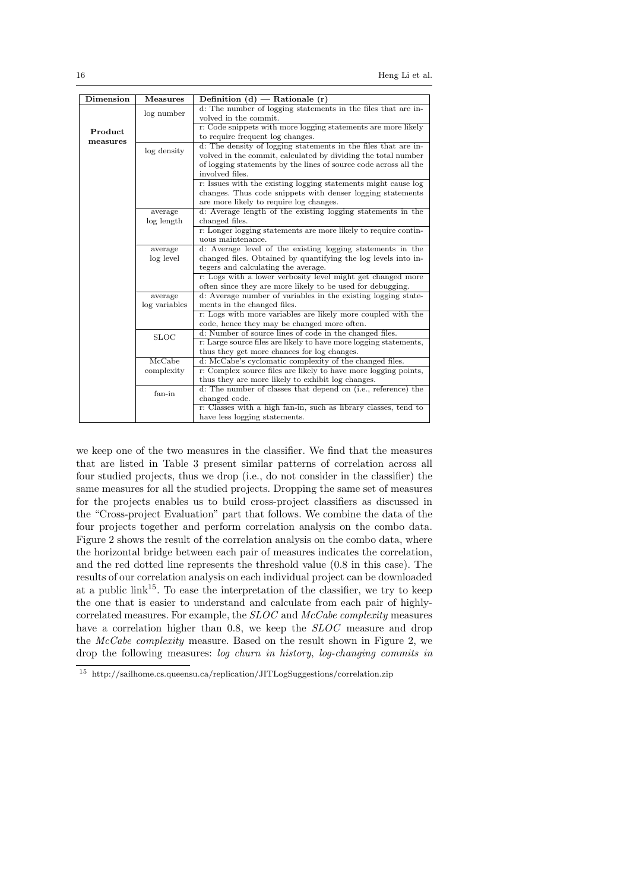| Dimension | Measures | Definition (d) — Rationale (r) |
|---|---|---|
| **Product measures** | log number | d: The number of logging statements in the files that are involved in the commit. |
| | | r: Code snippets with more logging statements are more likely to require frequent log changes. |
| | log density | d: The density of logging statements in the files that are involved in the commit, calculated by dividing the total number of logging statements by the lines of source code across all the involved files. |
| | | r: Issues with the existing logging statements might cause log changes. Thus code snippets with denser logging statements are more likely to require log changes. |
| | average log length | d: Average length of the existing logging statements in the changed files. |
| | | r: Longer logging statements are more likely to require continuous maintenance. |
| | average log level | d: Average level of the existing logging statements in the changed files. Obtained by quantifying the log levels into integers and calculating the average. |
| | | r: Logs with a lower verbosity level might get changed more often since they are more likely to be used for debugging. |
| | average log variables | d: Average number of variables in the existing logging statements in the changed files. |
| | | r: Logs with more variables are likely more coupled with the code, hence they may be changed more often. |
| | SLOC | d: Number of source lines of code in the changed files. |
| | | r: Large source files are likely to have more logging statements, thus they get more chances for log changes. |
| | McCabe complexity | d: McCabe's cyclomatic complexity of the changed files. |
| | | r: Complex source files are likely to have more logging points, thus they are more likely to exhibit log changes. |
| | fan-in | d: The number of classes that depend on (i.e., reference) the changed code. |
| | | r: Classes with a high fan-in, such as library classes, tend to have less logging statements. |

we keep one of the two measures in the classifier. We find that the measures that are listed in Table 3 present similar patterns of correlation across all four studied projects, thus we drop (i.e., do not consider in the classifier) the same measures for all the studied projects. Dropping the same set of measures for the projects enables us to build cross-project classifiers as discussed in the "Cross-project Evaluation" part that follows. We combine the data of the four projects together and perform correlation analysis on the combo data. Figure 2 shows the result of the correlation analysis on the combo data, where the horizontal bridge between each pair of measures indicates the correlation, and the red dotted line represents the threshold value (0.8 in this case). The results of our correlation analysis on each individual project can be downloaded at a public link[15]. To ease the interpretation of the classifier, we try to keep the one that is easier to understand and calculate from each pair of highly-correlated measures. For example, the *SLOC* and *McCabe complexity* measures have a correlation higher than 0.8, we keep the *SLOC* measure and drop the *McCabe complexity* measure. Based on the result shown in Figure 2, we drop the following measures: *log churn in history*, *log-changing commits in*

[15] http://sailhome.cs.queensu.ca/replication/JITLogSuggestions/correlation.zip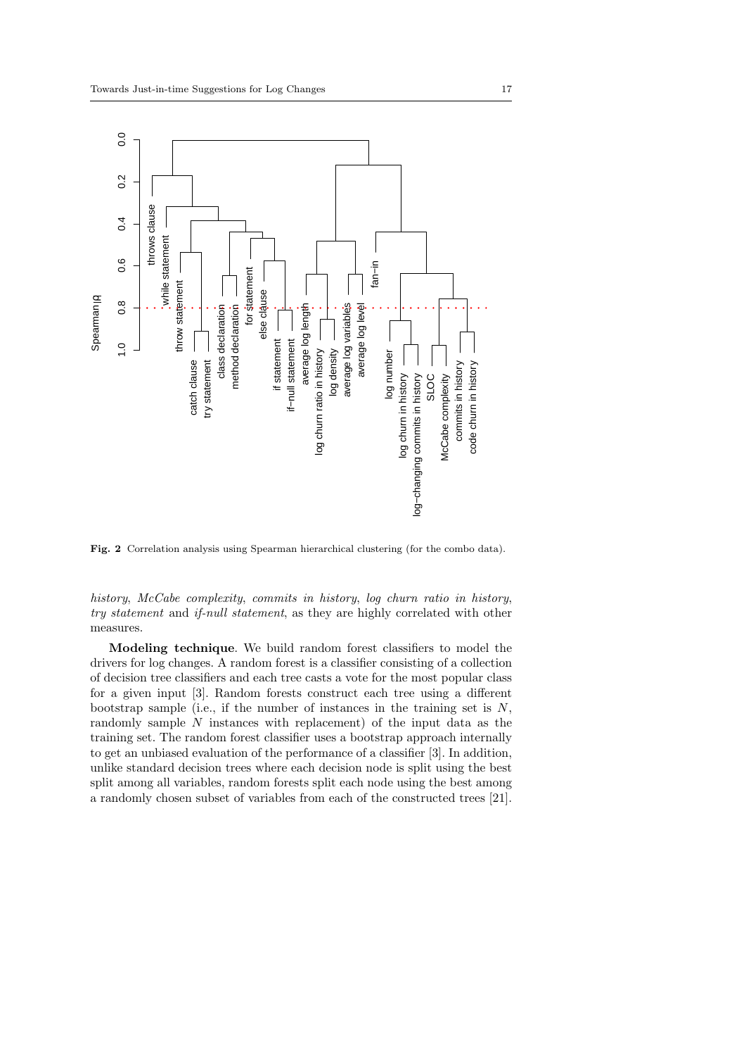**Fig. 2** Correlation analysis using Spearman hierarchical clustering (for the combo data).

*history*, *McCabe complexity*, *commits in history*, *log churn ratio in history*, *try statement* and *if-null statement*, as they are highly correlated with other measures.

**Modeling technique**. We build random forest classifiers to model the drivers for log changes. A random forest is a classifier consisting of a collection of decision tree classifiers and each tree casts a vote for the most popular class for a given input [3]. Random forests construct each tree using a different bootstrap sample (i.e., if the number of instances in the training set is $N$, randomly sample $N$ instances with replacement) of the input data as the training set. The random forest classifier uses a bootstrap approach internally to get an unbiased evaluation of the performance of a classifier [3]. In addition, unlike standard decision trees where each decision node is split using the best split among all variables, random forests split each node using the best among a randomly chosen subset of variables from each of the constructed trees [21].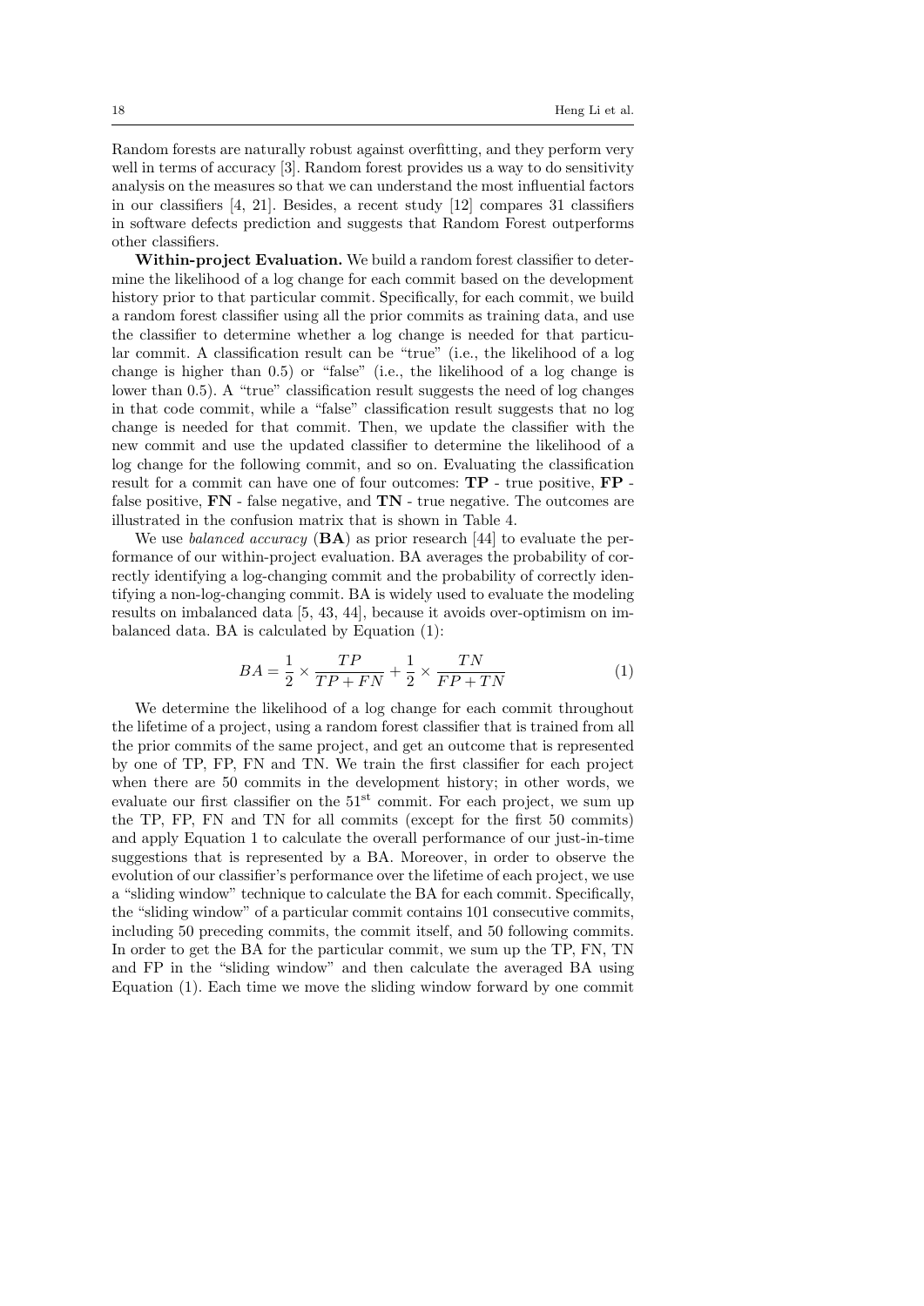Random forests are naturally robust against overfitting, and they perform very well in terms of accuracy [3]. Random forest provides us a way to do sensitivity analysis on the measures so that we can understand the most influential factors in our classifiers [4, 21]. Besides, a recent study [12] compares 31 classifiers in software defects prediction and suggests that Random Forest outperforms other classifiers.

**Within-project Evaluation.** We build a random forest classifier to determine the likelihood of a log change for each commit based on the development history prior to that particular commit. Specifically, for each commit, we build a random forest classifier using all the prior commits as training data, and use the classifier to determine whether a log change is needed for that particular commit. A classification result can be "true" (i.e., the likelihood of a log change is higher than 0.5) or "false" (i.e., the likelihood of a log change is lower than 0.5). A "true" classification result suggests the need of log changes in that code commit, while a "false" classification result suggests that no log change is needed for that commit. Then, we update the classifier with the new commit and use the updated classifier to determine the likelihood of a log change for the following commit, and so on. Evaluating the classification result for a commit can have one of four outcomes: **TP** - true positive, **FP** - false positive, **FN** - false negative, and **TN** - true negative. The outcomes are illustrated in the confusion matrix that is shown in Table 4.

We use *balanced accuracy* (**BA**) as prior research [44] to evaluate the performance of our within-project evaluation. BA averages the probability of correctly identifying a log-changing commit and the probability of correctly identifying a non-log-changing commit. BA is widely used to evaluate the modeling results on imbalanced data [5, 43, 44], because it avoids over-optimism on imbalanced data. BA is calculated by Equation (1):

$$BA = \frac{1}{2} \times \frac{TP}{TP + FN} + \frac{1}{2} \times \frac{TN}{FP + TN} \tag{1}$$

We determine the likelihood of a log change for each commit throughout the lifetime of a project, using a random forest classifier that is trained from all the prior commits of the same project, and get an outcome that is represented by one of TP, FP, FN and TN. We train the first classifier for each project when there are 50 commits in the development history; in other words, we evaluate our first classifier on the $51^{st}$ commit. For each project, we sum up the TP, FP, FN and TN for all commits (except for the first 50 commits) and apply Equation 1 to calculate the overall performance of our just-in-time suggestions that is represented by a BA. Moreover, in order to observe the evolution of our classifier's performance over the lifetime of each project, we use a "sliding window" technique to calculate the BA for each commit. Specifically, the "sliding window" of a particular commit contains 101 consecutive commits, including 50 preceding commits, the commit itself, and 50 following commits. In order to get the BA for the particular commit, we sum up the TP, FN, TN and FP in the "sliding window" and then calculate the averaged BA using Equation (1). Each time we move the sliding window forward by one commit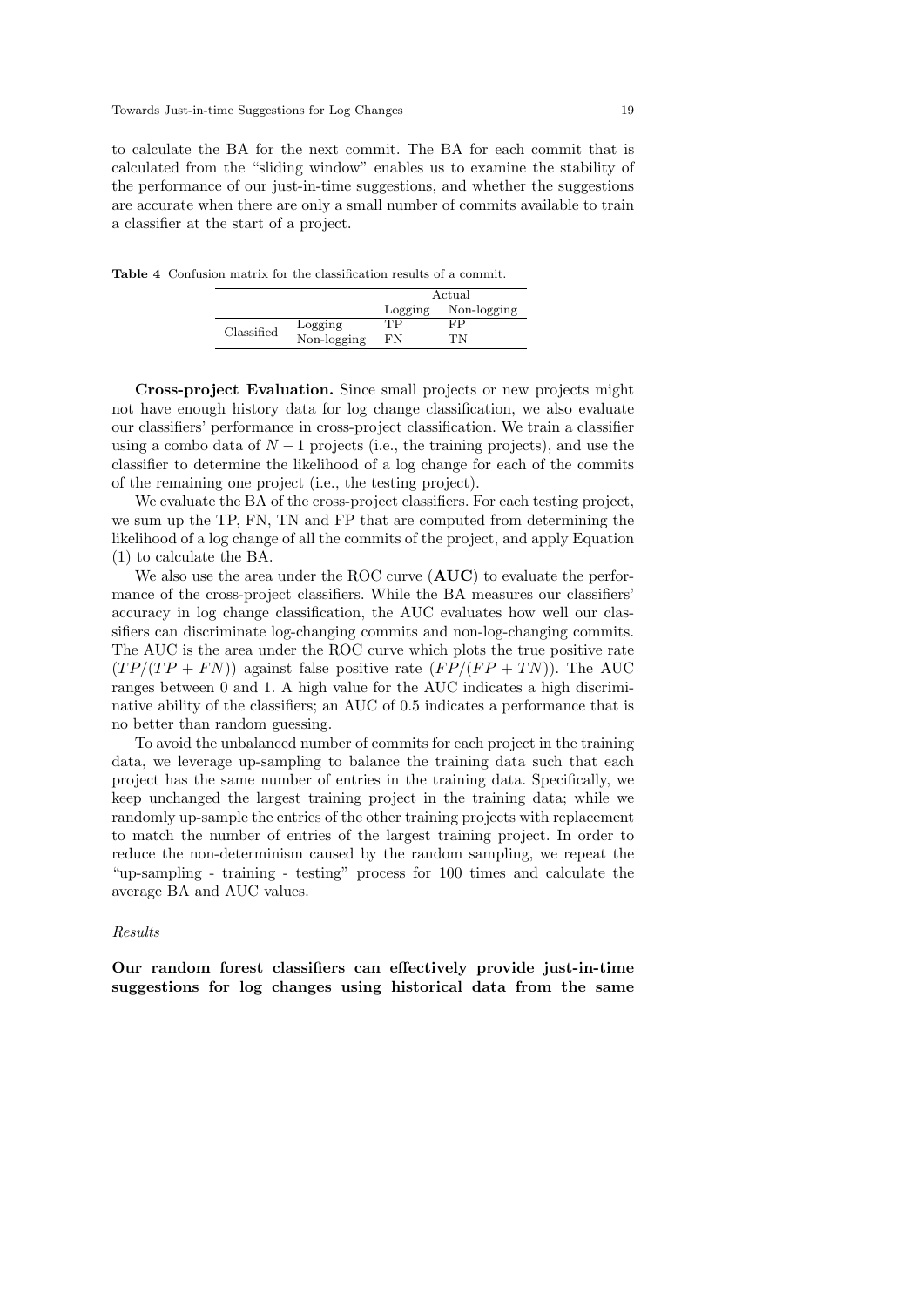to calculate the BA for the next commit. The BA for each commit that is calculated from the "sliding window" enables us to examine the stability of the performance of our just-in-time suggestions, and whether the suggestions are accurate when there are only a small number of commits available to train a classifier at the start of a project.

**Table 4** Confusion matrix for the classification results of a commit.

| | | Actual | |
|---|---|---|---|
| | | Logging | Non-logging |
| Classified | Logging | TP | FP |
| | Non-logging | FN | TN |

**Cross-project Evaluation.** Since small projects or new projects might not have enough history data for log change classification, we also evaluate our classifiers' performance in cross-project classification. We train a classifier using a combo data of $N-1$ projects (i.e., the training projects), and use the classifier to determine the likelihood of a log change for each of the commits of the remaining one project (i.e., the testing project).

We evaluate the BA of the cross-project classifiers. For each testing project, we sum up the TP, FN, TN and FP that are computed from determining the likelihood of a log change of all the commits of the project, and apply Equation (1) to calculate the BA.

We also use the area under the ROC curve (**AUC**) to evaluate the performance of the cross-project classifiers. While the BA measures our classifiers' accuracy in log change classification, the AUC evaluates how well our classifiers can discriminate log-changing commits and non-log-changing commits. The AUC is the area under the ROC curve which plots the true positive rate $(TP/(TP+FN))$ against false positive rate $(FP/(FP+TN))$. The AUC ranges between 0 and 1. A high value for the AUC indicates a high discriminative ability of the classifiers; an AUC of 0.5 indicates a performance that is no better than random guessing.

To avoid the unbalanced number of commits for each project in the training data, we leverage up-sampling to balance the training data such that each project has the same number of entries in the training data. Specifically, we keep unchanged the largest training project in the training data; while we randomly up-sample the entries of the other training projects with replacement to match the number of entries of the largest training project. In order to reduce the non-determinism caused by the random sampling, we repeat the "up-sampling - training - testing" process for 100 times and calculate the average BA and AUC values.

*Results*

**Our random forest classifiers can effectively provide just-in-time suggestions for log changes using historical data from the same**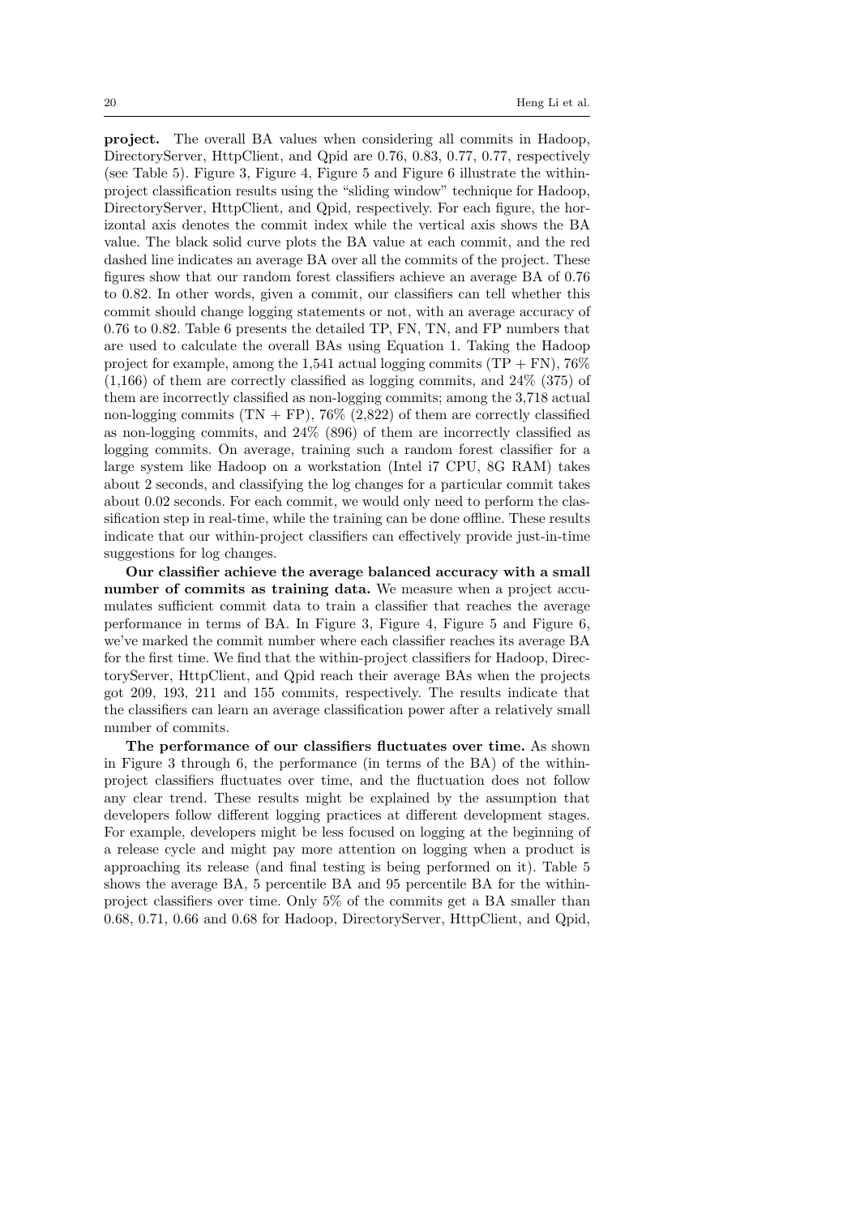**project.** The overall BA values when considering all commits in Hadoop, DirectoryServer, HttpClient, and Qpid are 0.76, 0.83, 0.77, 0.77, respectively (see Table 5). Figure 3, Figure 4, Figure 5 and Figure 6 illustrate the within-project classification results using the "sliding window" technique for Hadoop, DirectoryServer, HttpClient, and Qpid, respectively. For each figure, the horizontal axis denotes the commit index while the vertical axis shows the BA value. The black solid curve plots the BA value at each commit, and the red dashed line indicates an average BA over all the commits of the project. These figures show that our random forest classifiers achieve an average BA of 0.76 to 0.82. In other words, given a commit, our classifiers can tell whether this commit should change logging statements or not, with an average accuracy of 0.76 to 0.82. Table 6 presents the detailed TP, FN, TN, and FP numbers that are used to calculate the overall BAs using Equation 1. Taking the Hadoop project for example, among the 1,541 actual logging commits (TP + FN), 76% (1,166) of them are correctly classified as logging commits, and 24% (375) of them are incorrectly classified as non-logging commits; among the 3,718 actual non-logging commits (TN + FP), 76% (2,822) of them are correctly classified as non-logging commits, and 24% (896) of them are incorrectly classified as logging commits. On average, training such a random forest classifier for a large system like Hadoop on a workstation (Intel i7 CPU, 8G RAM) takes about 2 seconds, and classifying the log changes for a particular commit takes about 0.02 seconds. For each commit, we would only need to perform the classification step in real-time, while the training can be done offline. These results indicate that our within-project classifiers can effectively provide just-in-time suggestions for log changes.

**Our classifier achieve the average balanced accuracy with a small number of commits as training data.** We measure when a project accumulates sufficient commit data to train a classifier that reaches the average performance in terms of BA. In Figure 3, Figure 4, Figure 5 and Figure 6, we've marked the commit number where each classifier reaches its average BA for the first time. We find that the within-project classifiers for Hadoop, DirectoryServer, HttpClient, and Qpid reach their average BAs when the projects got 209, 193, 211 and 155 commits, respectively. The results indicate that the classifiers can learn an average classification power after a relatively small number of commits.

**The performance of our classifiers fluctuates over time.** As shown in Figure 3 through 6, the performance (in terms of the BA) of the within-project classifiers fluctuates over time, and the fluctuation does not follow any clear trend. These results might be explained by the assumption that developers follow different logging practices at different development stages. For example, developers might be less focused on logging at the beginning of a release cycle and might pay more attention on logging when a product is approaching its release (and final testing is being performed on it). Table 5 shows the average BA, 5 percentile BA and 95 percentile BA for the within-project classifiers over time. Only 5% of the commits get a BA smaller than 0.68, 0.71, 0.66 and 0.68 for Hadoop, DirectoryServer, HttpClient, and Qpid,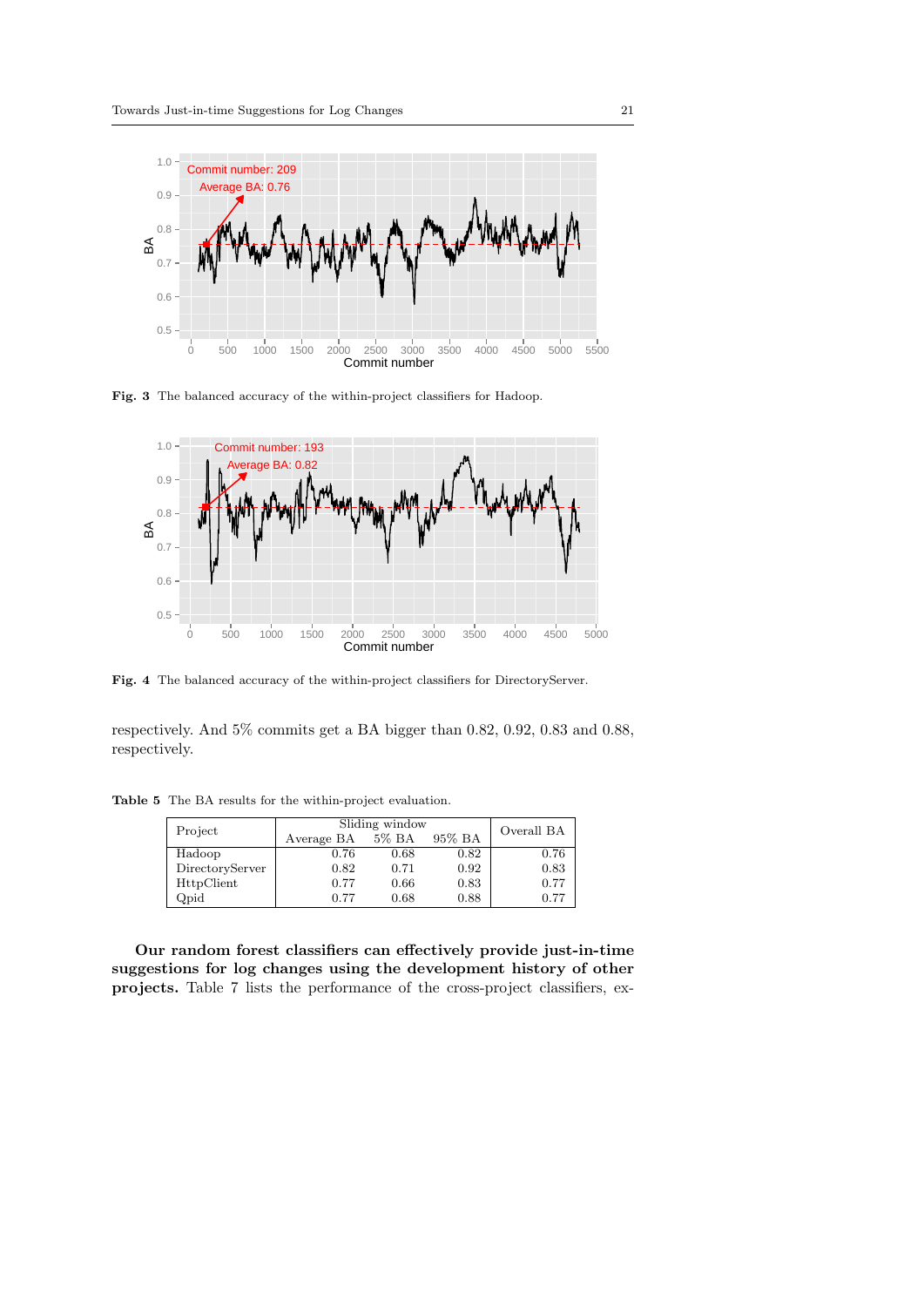Fig. 3 The balanced accuracy of the within-project classifiers for Hadoop.

Fig. 4 The balanced accuracy of the within-project classifiers for DirectoryServer.

respectively. And 5% commits get a BA bigger than 0.82, 0.92, 0.83 and 0.88, respectively.

**Table 5** The BA results for the within-project evaluation.

| Project | Sliding window | | | Overall BA |
|---|---|---|---|---|
| | Average BA | 5% BA | 95% BA | |
| Hadoop | 0.76 | 0.68 | 0.82 | 0.76 |
| DirectoryServer | 0.82 | 0.71 | 0.92 | 0.83 |
| HttpClient | 0.77 | 0.66 | 0.83 | 0.77 |
| Qpid | 0.77 | 0.68 | 0.88 | 0.77 |

**Our random forest classifiers can effectively provide just-in-time suggestions for log changes using the development history of other projects.** Table 7 lists the performance of the cross-project classifiers, ex-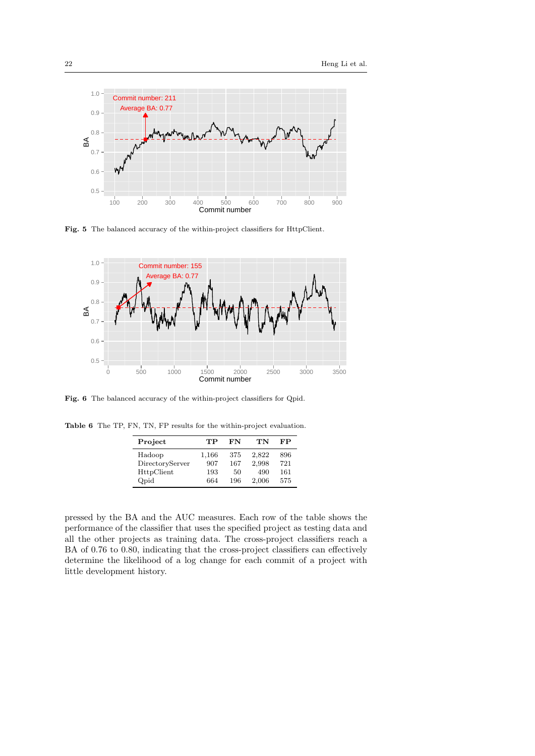**Fig. 5** The balanced accuracy of the within-project classifiers for HttpClient.

**Fig. 6** The balanced accuracy of the within-project classifiers for Qpid.

**Table 6** The TP, FN, TN, FP results for the within-project evaluation.

| Project | TP | FN | TN | FP |
|---|---|---|---|---|
| Hadoop | 1,166 | 375 | 2,822 | 896 |
| DirectoryServer | 907 | 167 | 2,998 | 721 |
| HttpClient | 193 | 50 | 490 | 161 |
| Qpid | 664 | 196 | 2,006 | 575 |

pressed by the BA and the AUC measures. Each row of the table shows the performance of the classifier that uses the specified project as testing data and all the other projects as training data. The cross-project classifiers reach a BA of 0.76 to 0.80, indicating that the cross-project classifiers can effectively determine the likelihood of a log change for each commit of a project with little development history.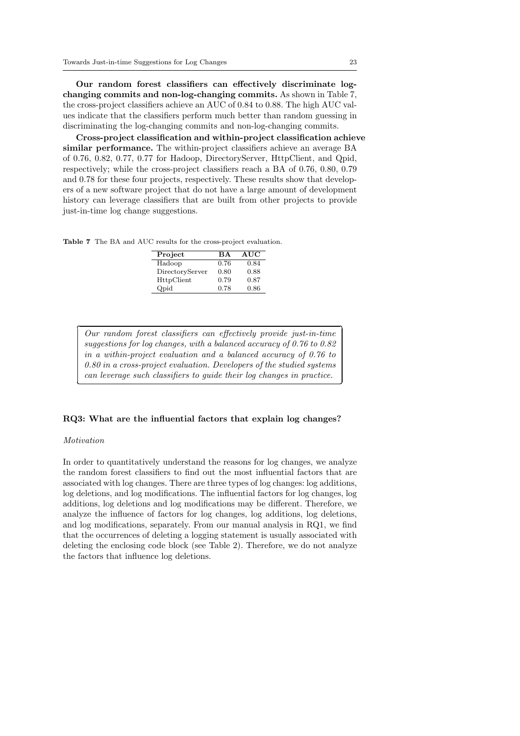**Our random forest classifiers can effectively discriminate log-changing commits and non-log-changing commits.** As shown in Table 7, the cross-project classifiers achieve an AUC of 0.84 to 0.88. The high AUC values indicate that the classifiers perform much better than random guessing in discriminating the log-changing commits and non-log-changing commits.

**Cross-project classification and within-project classification achieve similar performance.** The within-project classifiers achieve an average BA of 0.76, 0.82, 0.77, 0.77 for Hadoop, DirectoryServer, HttpClient, and Qpid, respectively; while the cross-project classifiers reach a BA of 0.76, 0.80, 0.79 and 0.78 for these four projects, respectively. These results show that developers of a new software project that do not have a large amount of development history can leverage classifiers that are built from other projects to provide just-in-time log change suggestions.

**Table 7** The BA and AUC results for the cross-project evaluation.

| Project | BA | AUC |
|---|---|---|
| Hadoop | 0.76 | 0.84 |
| DirectoryServer | 0.80 | 0.88 |
| HttpClient | 0.79 | 0.87 |
| Qpid | 0.78 | 0.86 |

*Our random forest classifiers can effectively provide just-in-time suggestions for log changes, with a balanced accuracy of 0.76 to 0.82 in a within-project evaluation and a balanced accuracy of 0.76 to 0.80 in a cross-project evaluation. Developers of the studied systems can leverage such classifiers to guide their log changes in practice.*

### RQ3: What are the influential factors that explain log changes?

*Motivation*

In order to quantitatively understand the reasons for log changes, we analyze the random forest classifiers to find out the most influential factors that are associated with log changes. There are three types of log changes: log additions, log deletions, and log modifications. The influential factors for log changes, log additions, log deletions and log modifications may be different. Therefore, we analyze the influence of factors for log changes, log additions, log deletions, and log modifications, separately. From our manual analysis in RQ1, we find that the occurrences of deleting a logging statement is usually associated with deleting the enclosing code block (see Table 2). Therefore, we do not analyze the factors that influence log deletions.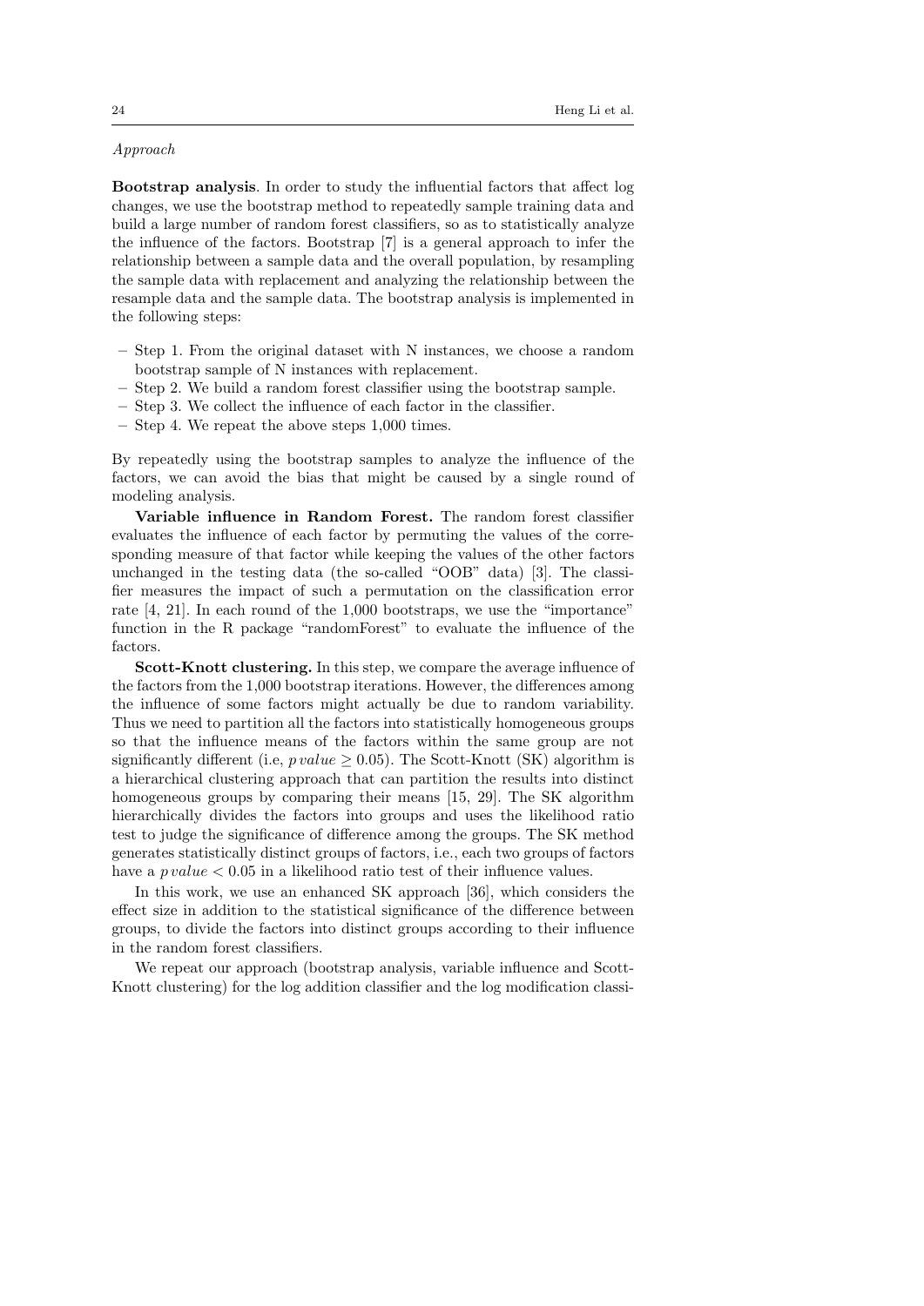*Approach*

**Bootstrap analysis**. In order to study the influential factors that affect log changes, we use the bootstrap method to repeatedly sample training data and build a large number of random forest classifiers, so as to statistically analyze the influence of the factors. Bootstrap [7] is a general approach to infer the relationship between a sample data and the overall population, by resampling the sample data with replacement and analyzing the relationship between the resample data and the sample data. The bootstrap analysis is implemented in the following steps:

- Step 1. From the original dataset with N instances, we choose a random bootstrap sample of N instances with replacement.
- Step 2. We build a random forest classifier using the bootstrap sample.
- Step 3. We collect the influence of each factor in the classifier.
- Step 4. We repeat the above steps 1,000 times.

By repeatedly using the bootstrap samples to analyze the influence of the factors, we can avoid the bias that might be caused by a single round of modeling analysis.

**Variable influence in Random Forest.** The random forest classifier evaluates the influence of each factor by permuting the values of the corresponding measure of that factor while keeping the values of the other factors unchanged in the testing data (the so-called "OOB" data) [3]. The classifier measures the impact of such a permutation on the classification error rate [4, 21]. In each round of the 1,000 bootstraps, we use the "importance" function in the R package "randomForest" to evaluate the influence of the factors.

**Scott-Knott clustering.** In this step, we compare the average influence of the factors from the 1,000 bootstrap iterations. However, the differences among the influence of some factors might actually be due to random variability. Thus we need to partition all the factors into statistically homogeneous groups so that the influence means of the factors within the same group are not significantly different (i.e, $p\,value \geq 0.05$). The Scott-Knott (SK) algorithm is a hierarchical clustering approach that can partition the results into distinct homogeneous groups by comparing their means [15, 29]. The SK algorithm hierarchically divides the factors into groups and uses the likelihood ratio test to judge the significance of difference among the groups. The SK method generates statistically distinct groups of factors, i.e., each two groups of factors have a $p\,value < 0.05$ in a likelihood ratio test of their influence values.

In this work, we use an enhanced SK approach [36], which considers the effect size in addition to the statistical significance of the difference between groups, to divide the factors into distinct groups according to their influence in the random forest classifiers.

We repeat our approach (bootstrap analysis, variable influence and Scott-Knott clustering) for the log addition classifier and the log modification classi-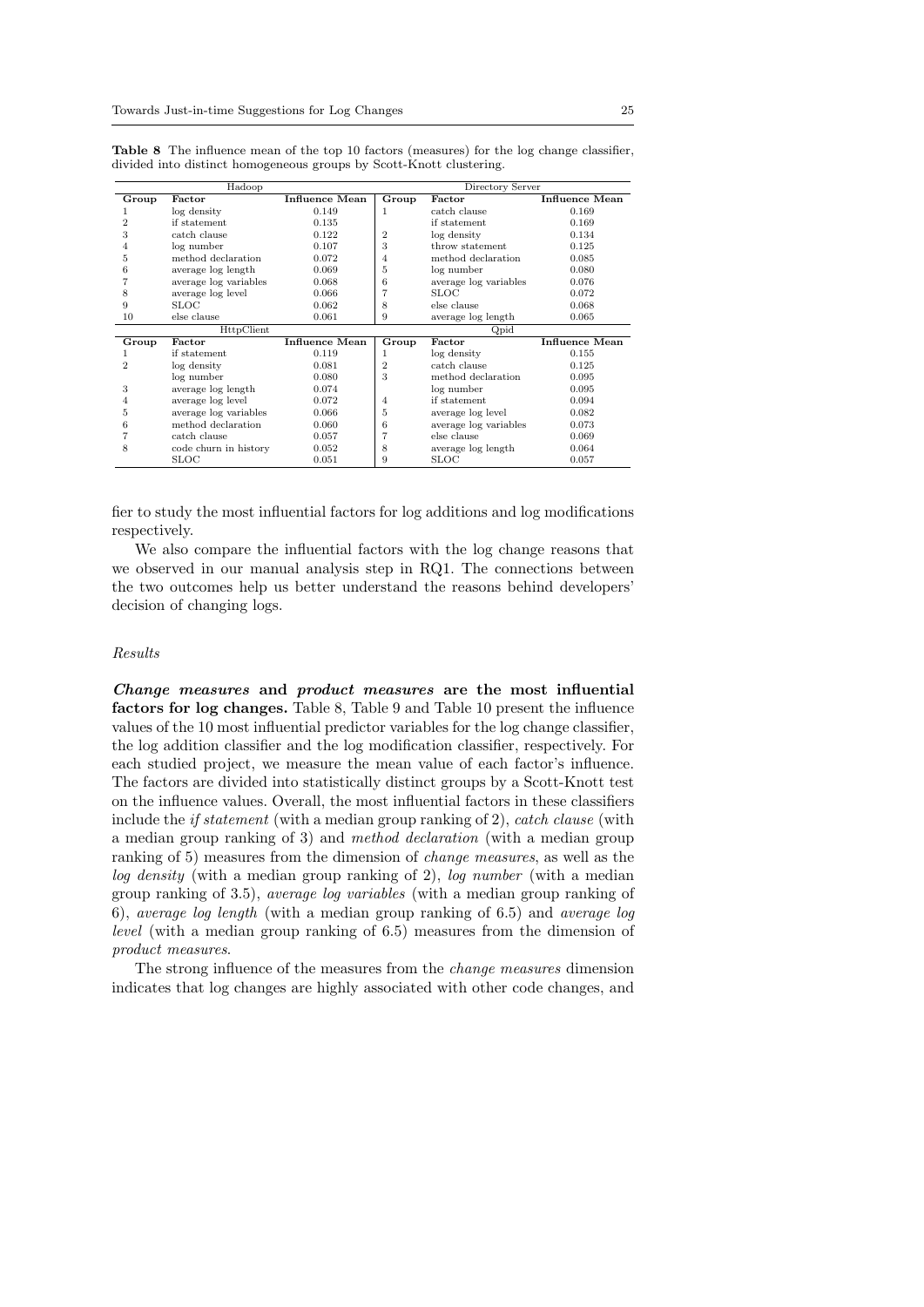**Table 8** The influence mean of the top 10 factors (measures) for the log change classifier, divided into distinct homogeneous groups by Scott-Knott clustering.

| Hadoop | | | Directory Server | | |
|---|---|---|---|---|---|
| **Group** | **Factor** | **Influence Mean** | **Group** | **Factor** | **Influence Mean** |
| 1 | log density | 0.149 | 1 | catch clause | 0.169 |
| 2 | if statement | 0.135 | | if statement | 0.169 |
| 3 | catch clause | 0.122 | 2 | log density | 0.134 |
| 4 | log number | 0.107 | 3 | throw statement | 0.125 |
| 5 | method declaration | 0.072 | 4 | method declaration | 0.085 |
| 6 | average log length | 0.069 | 5 | log number | 0.080 |
| 7 | average log variables | 0.068 | 6 | average log variables | 0.076 |
| 8 | average log level | 0.066 | 7 | SLOC | 0.072 |
| 9 | SLOC | 0.062 | 8 | else clause | 0.068 |
| 10 | else clause | 0.061 | 9 | average log length | 0.065 |
| **HttpClient** | | | **Qpid** | | |
| **Group** | **Factor** | **Influence Mean** | **Group** | **Factor** | **Influence Mean** |
| 1 | if statement | 0.119 | 1 | log density | 0.155 |
| 2 | log density | 0.081 | 2 | catch clause | 0.125 |
| | log number | 0.080 | 3 | method declaration | 0.095 |
| 3 | average log length | 0.074 | | log number | 0.095 |
| 4 | average log level | 0.072 | 4 | if statement | 0.094 |
| 5 | average log variables | 0.066 | 5 | average log level | 0.082 |
| 6 | method declaration | 0.060 | 6 | average log variables | 0.073 |
| 7 | catch clause | 0.057 | 7 | else clause | 0.069 |
| 8 | code churn in history | 0.052 | 8 | average log length | 0.064 |
| | SLOC | 0.051 | 9 | SLOC | 0.057 |

fier to study the most influential factors for log additions and log modifications respectively.

We also compare the influential factors with the log change reasons that we observed in our manual analysis step in RQ1. The connections between the two outcomes help us better understand the reasons behind developers' decision of changing logs.

*Results*

***Change measures* and *product measures* are the most influential factors for log changes.** Table 8, Table 9 and Table 10 present the influence values of the 10 most influential predictor variables for the log change classifier, the log addition classifier and the log modification classifier, respectively. For each studied project, we measure the mean value of each factor's influence. The factors are divided into statistically distinct groups by a Scott-Knott test on the influence values. Overall, the most influential factors in these classifiers include the *if statement* (with a median group ranking of 2), *catch clause* (with a median group ranking of 3) and *method declaration* (with a median group ranking of 5) measures from the dimension of *change measures*, as well as the *log density* (with a median group ranking of 2), *log number* (with a median group ranking of 3.5), *average log variables* (with a median group ranking of 6), *average log length* (with a median group ranking of 6.5) and *average log level* (with a median group ranking of 6.5) measures from the dimension of *product measures*.

The strong influence of the measures from the *change measures* dimension indicates that log changes are highly associated with other code changes, and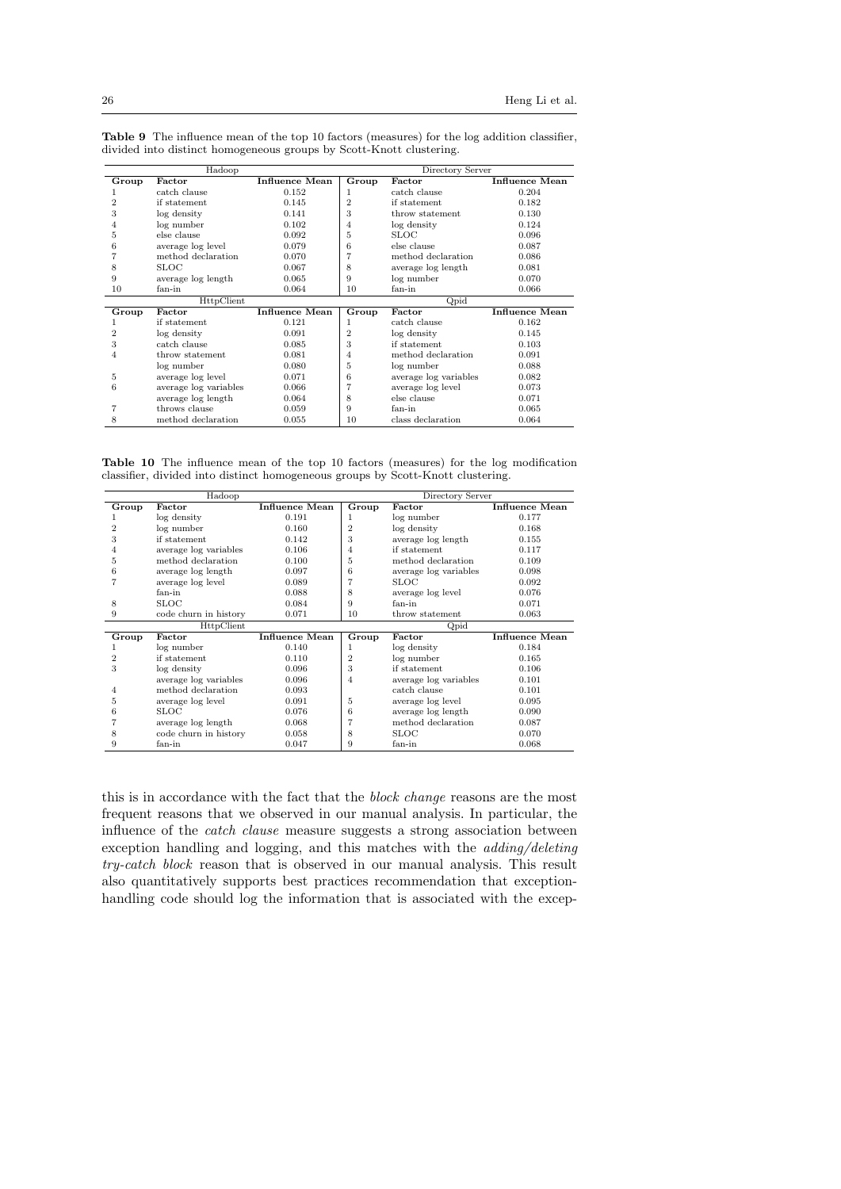**Table 9** The influence mean of the top 10 factors (measures) for the log addition classifier, divided into distinct homogeneous groups by Scott-Knott clustering.

| Hadoop | | | Directory Server | | |
|---|---|---|---|---|---|
| **Group** | **Factor** | **Influence Mean** | **Group** | **Factor** | **Influence Mean** |
| 1 | catch clause | 0.152 | 1 | catch clause | 0.204 |
| 2 | if statement | 0.145 | 2 | if statement | 0.182 |
| 3 | log density | 0.141 | 3 | throw statement | 0.130 |
| 4 | log number | 0.102 | 4 | log density | 0.124 |
| 5 | else clause | 0.092 | 5 | SLOC | 0.096 |
| 6 | average log level | 0.079 | 6 | else clause | 0.087 |
| 7 | method declaration | 0.070 | 7 | method declaration | 0.086 |
| 8 | SLOC | 0.067 | 8 | average log length | 0.081 |
| 9 | average log length | 0.065 | 9 | log number | 0.070 |
| 10 | fan-in | 0.064 | 10 | fan-in | 0.066 |
| **HttpClient** | | | **Qpid** | | |
| **Group** | **Factor** | **Influence Mean** | **Group** | **Factor** | **Influence Mean** |
| 1 | if statement | 0.121 | 1 | catch clause | 0.162 |
| 2 | log density | 0.091 | 2 | log density | 0.145 |
| 3 | catch clause | 0.085 | 3 | if statement | 0.103 |
| 4 | throw statement | 0.081 | 4 | method declaration | 0.091 |
| | log number | 0.080 | 5 | log number | 0.088 |
| 5 | average log level | 0.071 | 6 | average log variables | 0.082 |
| 6 | average log variables | 0.066 | 7 | average log level | 0.073 |
| | average log length | 0.064 | 8 | else clause | 0.071 |
| 7 | throws clause | 0.059 | 9 | fan-in | 0.065 |
| 8 | method declaration | 0.055 | 10 | class declaration | 0.064 |

**Table 10** The influence mean of the top 10 factors (measures) for the log modification classifier, divided into distinct homogeneous groups by Scott-Knott clustering.

| Hadoop | | | Directory Server | | |
|---|---|---|---|---|---|
| **Group** | **Factor** | **Influence Mean** | **Group** | **Factor** | **Influence Mean** |
| 1 | log density | 0.191 | 1 | log number | 0.177 |
| 2 | log number | 0.160 | 2 | log density | 0.168 |
| 3 | if statement | 0.142 | 3 | average log length | 0.155 |
| 4 | average log variables | 0.106 | 4 | if statement | 0.117 |
| 5 | method declaration | 0.100 | 5 | method declaration | 0.109 |
| 6 | average log length | 0.097 | 6 | average log variables | 0.098 |
| 7 | average log level | 0.089 | 7 | SLOC | 0.092 |
| | fan-in | 0.088 | 8 | average log level | 0.076 |
| 8 | SLOC | 0.084 | 9 | fan-in | 0.071 |
| 9 | code churn in history | 0.071 | 10 | throw statement | 0.063 |
| **HttpClient** | | | **Qpid** | | |
| **Group** | **Factor** | **Influence Mean** | **Group** | **Factor** | **Influence Mean** |
| 1 | log number | 0.140 | 1 | log density | 0.184 |
| 2 | if statement | 0.110 | 2 | log number | 0.165 |
| 3 | log density | 0.096 | 3 | if statement | 0.106 |
| | average log variables | 0.096 | 4 | average log variables | 0.101 |
| 4 | method declaration | 0.093 | | catch clause | 0.101 |
| 5 | average log level | 0.091 | 5 | average log level | 0.095 |
| 6 | SLOC | 0.076 | 6 | average log length | 0.090 |
| 7 | average log length | 0.068 | 7 | method declaration | 0.087 |
| 8 | code churn in history | 0.058 | 8 | SLOC | 0.070 |
| 9 | fan-in | 0.047 | 9 | fan-in | 0.068 |

this is in accordance with the fact that the *block change* reasons are the most frequent reasons that we observed in our manual analysis. In particular, the influence of the *catch clause* measure suggests a strong association between exception handling and logging, and this matches with the *adding/deleting try-catch block* reason that is observed in our manual analysis. This result also quantitatively supports best practices recommendation that exception-handling code should log the information that is associated with the excep-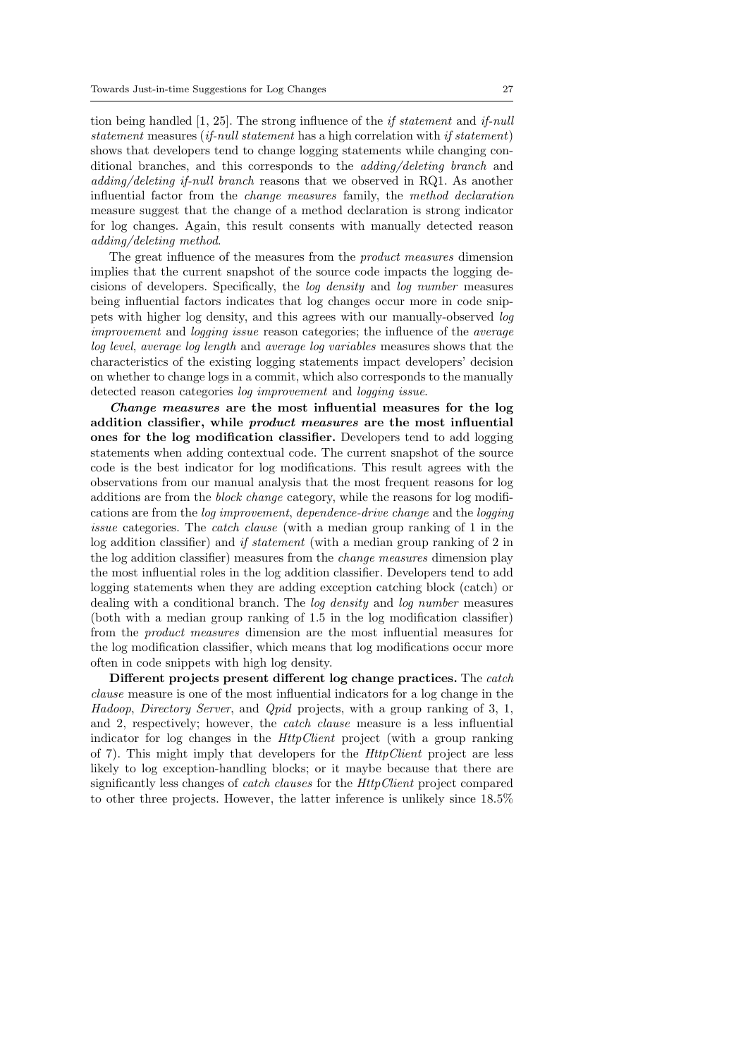tion being handled [1, 25]. The strong influence of the *if statement* and *if-null statement* measures (*if-null statement* has a high correlation with *if statement*) shows that developers tend to change logging statements while changing conditional branches, and this corresponds to the *adding/deleting branch* and *adding/deleting if-null branch* reasons that we observed in RQ1. As another influential factor from the *change measures* family, the *method declaration* measure suggest that the change of a method declaration is strong indicator for log changes. Again, this result consents with manually detected reason *adding/deleting method*.

The great influence of the measures from the *product measures* dimension implies that the current snapshot of the source code impacts the logging decisions of developers. Specifically, the *log density* and *log number* measures being influential factors indicates that log changes occur more in code snippets with higher log density, and this agrees with our manually-observed *log improvement* and *logging issue* reason categories; the influence of the *average log level*, *average log length* and *average log variables* measures shows that the characteristics of the existing logging statements impact developers' decision on whether to change logs in a commit, which also corresponds to the manually detected reason categories *log improvement* and *logging issue*.

***Change measures* are the most influential measures for the log addition classifier, while *product measures* are the most influential ones for the log modification classifier.** Developers tend to add logging statements when adding contextual code. The current snapshot of the source code is the best indicator for log modifications. This result agrees with the observations from our manual analysis that the most frequent reasons for log additions are from the *block change* category, while the reasons for log modifications are from the *log improvement*, *dependence-drive change* and the *logging issue* categories. The *catch clause* (with a median group ranking of 1 in the log addition classifier) and *if statement* (with a median group ranking of 2 in the log addition classifier) measures from the *change measures* dimension play the most influential roles in the log addition classifier. Developers tend to add logging statements when they are adding exception catching block (catch) or dealing with a conditional branch. The *log density* and *log number* measures (both with a median group ranking of 1.5 in the log modification classifier) from the *product measures* dimension are the most influential measures for the log modification classifier, which means that log modifications occur more often in code snippets with high log density.

**Different projects present different log change practices.** The *catch clause* measure is one of the most influential indicators for a log change in the *Hadoop*, *Directory Server*, and *Qpid* projects, with a group ranking of 3, 1, and 2, respectively; however, the *catch clause* measure is a less influential indicator for log changes in the *HttpClient* project (with a group ranking of 7). This might imply that developers for the *HttpClient* project are less likely to log exception-handling blocks; or it maybe because that there are significantly less changes of *catch clauses* for the *HttpClient* project compared to other three projects. However, the latter inference is unlikely since 18.5%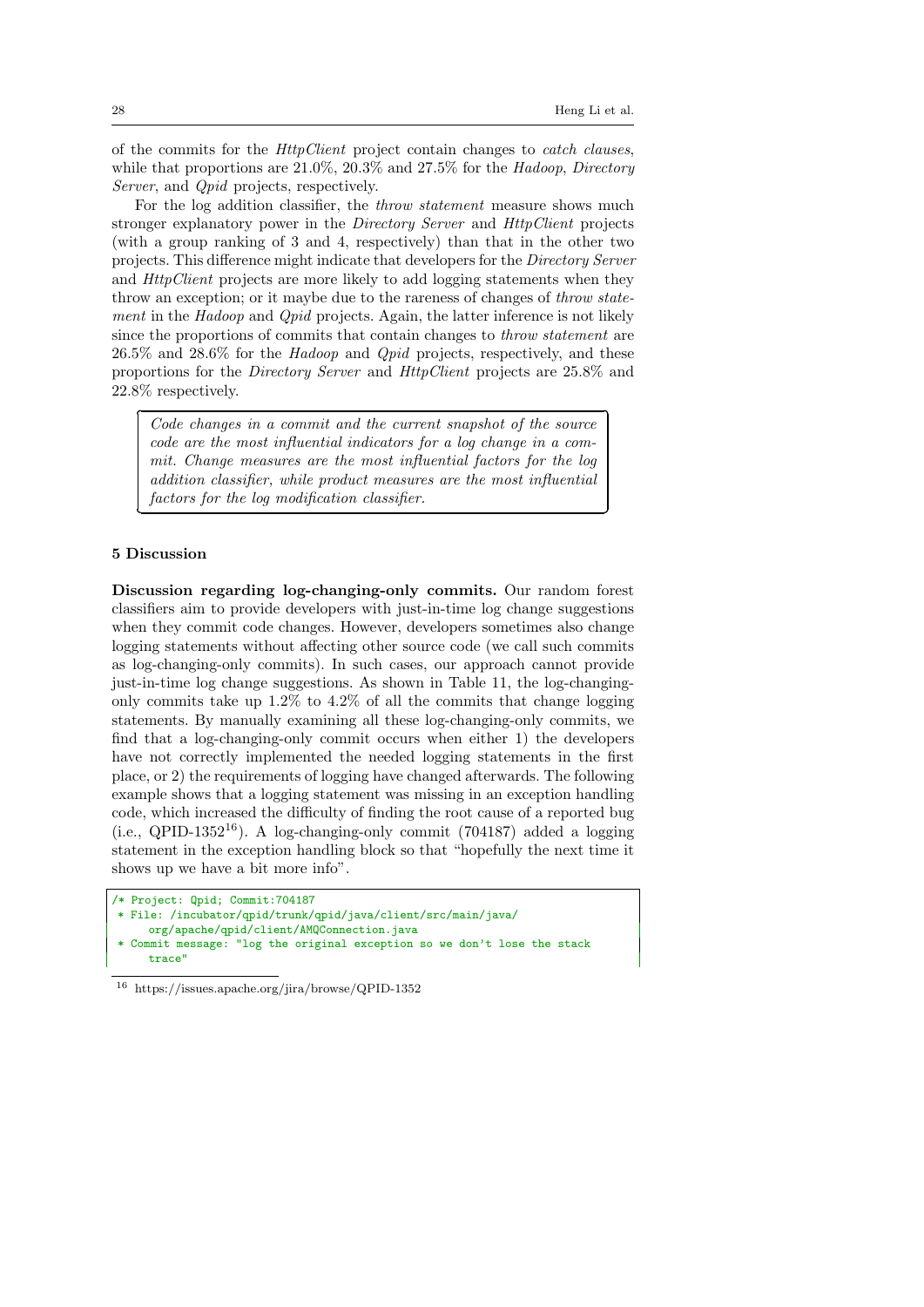of the commits for the *HttpClient* project contain changes to *catch clauses*, while that proportions are 21.0%, 20.3% and 27.5% for the *Hadoop*, *Directory Server*, and *Qpid* projects, respectively.

For the log addition classifier, the *throw statement* measure shows much stronger explanatory power in the *Directory Server* and *HttpClient* projects (with a group ranking of 3 and 4, respectively) than that in the other two projects. This difference might indicate that developers for the *Directory Server* and *HttpClient* projects are more likely to add logging statements when they throw an exception; or it maybe due to the rareness of changes of *throw statement* in the *Hadoop* and *Qpid* projects. Again, the latter inference is not likely since the proportions of commits that contain changes to *throw statement* are 26.5% and 28.6% for the *Hadoop* and *Qpid* projects, respectively, and these proportions for the *Directory Server* and *HttpClient* projects are 25.8% and 22.8% respectively.

> *Code changes in a commit and the current snapshot of the source code are the most influential indicators for a log change in a commit. Change measures are the most influential factors for the log addition classifier, while product measures are the most influential factors for the log modification classifier.*

## 5 Discussion

**Discussion regarding log-changing-only commits.** Our random forest classifiers aim to provide developers with just-in-time log change suggestions when they commit code changes. However, developers sometimes also change logging statements without affecting other source code (we call such commits as log-changing-only commits). In such cases, our approach cannot provide just-in-time log change suggestions. As shown in Table 11, the log-changing-only commits take up 1.2% to 4.2% of all the commits that change logging statements. By manually examining all these log-changing-only commits, we find that a log-changing-only commit occurs when either 1) the developers have not correctly implemented the needed logging statements in the first place, or 2) the requirements of logging have changed afterwards. The following example shows that a logging statement was missing in an exception handling code, which increased the difficulty of finding the root cause of a reported bug (i.e., QPID-1352[16]). A log-changing-only commit (704187) added a logging statement in the exception handling block so that "hopefully the next time it shows up we have a bit more info".

```
/* Project: Qpid; Commit:704187
 * File: /incubator/qpid/trunk/qpid/java/client/src/main/java/
     org/apache/qpid/client/AMQConnection.java
 * Commit message: "log the original exception so we don't lose the stack
     trace"
```

[16] https://issues.apache.org/jira/browse/QPID-1352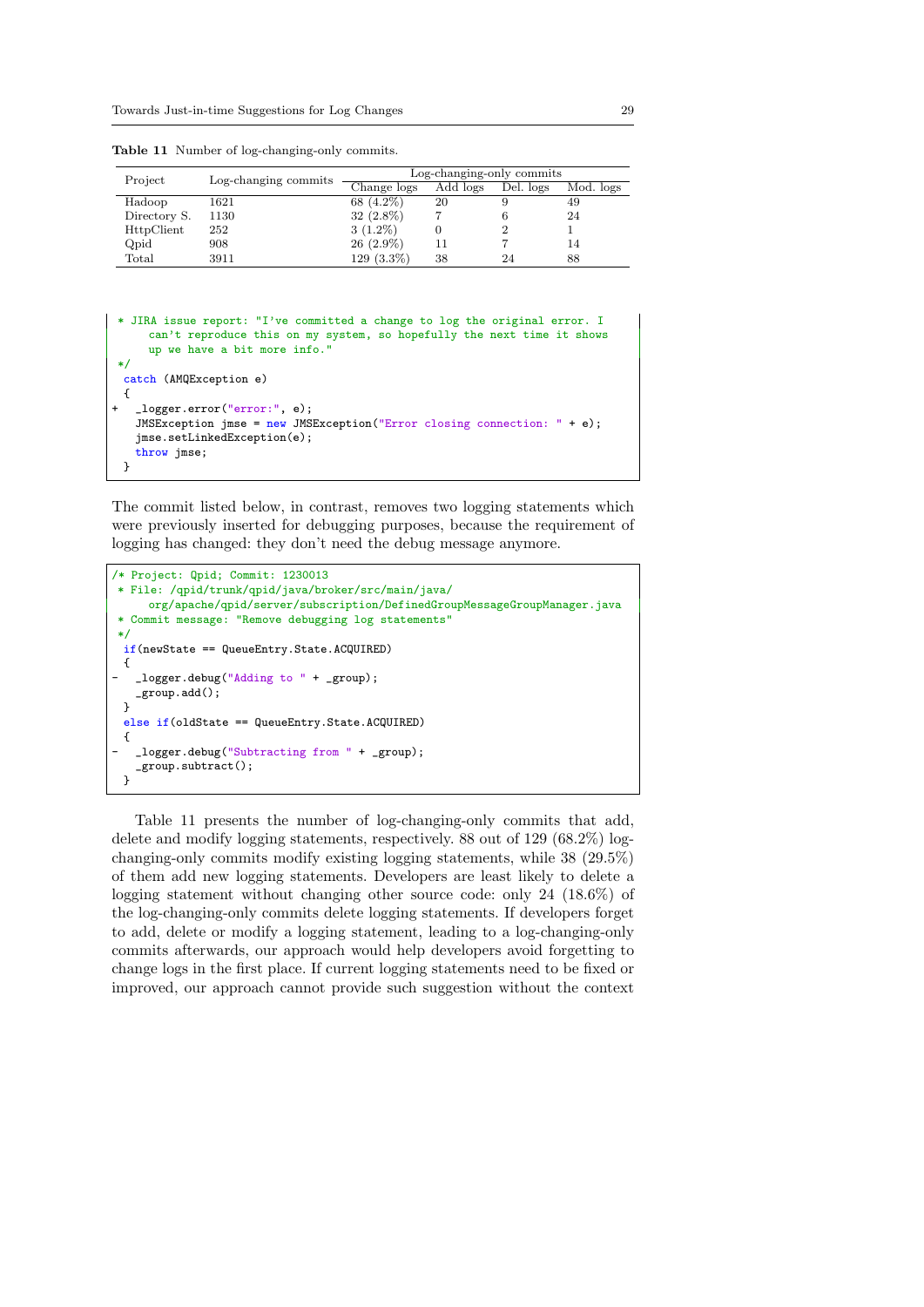**Table 11** Number of log-changing-only commits.

| Project | Log-changing commits | Log-changing-only commits | | | |
|---|---|---|---|---|---|
| | | Change logs | Add logs | Del. logs | Mod. logs |
| Hadoop | 1621 | 68 (4.2%) | 20 | 9 | 49 |
| Directory S. | 1130 | 32 (2.8%) | 7 | 6 | 24 |
| HttpClient | 252 | 3 (1.2%) | 0 | 2 | 1 |
| Qpid | 908 | 26 (2.9%) | 11 | 7 | 14 |
| Total | 3911 | 129 (3.3%) | 38 | 24 | 88 |

```
 * JIRA issue report: "I've committed a change to log the original error. I
      can't reproduce this on my system, so hopefully the next time it shows
      up we have a bit more info."
 */
  catch (AMQException e)
  {
+   _logger.error("error:", e);
    JMSException jmse = new JMSException("Error closing connection: " + e);
    jmse.setLinkedException(e);
    throw jmse;
  }
```

The commit listed below, in contrast, removes two logging statements which were previously inserted for debugging purposes, because the requirement of logging has changed: they don't need the debug message anymore.

```
/* Project: Qpid; Commit: 1230013
 * File: /qpid/trunk/qpid/java/broker/src/main/java/
      org/apache/qpid/server/subscription/DefinedGroupMessageGroupManager.java
 * Commit message: "Remove debugging log statements"
 */
  if(newState == QueueEntry.State.ACQUIRED)
  {
-   _logger.debug("Adding to " + _group);
    _group.add();
  }
  else if(oldState == QueueEntry.State.ACQUIRED)
  {
-   _logger.debug("Subtracting from " + _group);
    _group.subtract();
  }
```

Table 11 presents the number of log-changing-only commits that add, delete and modify logging statements, respectively. 88 out of 129 (68.2%) log-changing-only commits modify existing logging statements, while 38 (29.5%) of them add new logging statements. Developers are least likely to delete a logging statement without changing other source code: only 24 (18.6%) of the log-changing-only commits delete logging statements. If developers forget to add, delete or modify a logging statement, leading to a log-changing-only commits afterwards, our approach would help developers avoid forgetting to change logs in the first place. If current logging statements need to be fixed or improved, our approach cannot provide such suggestion without the context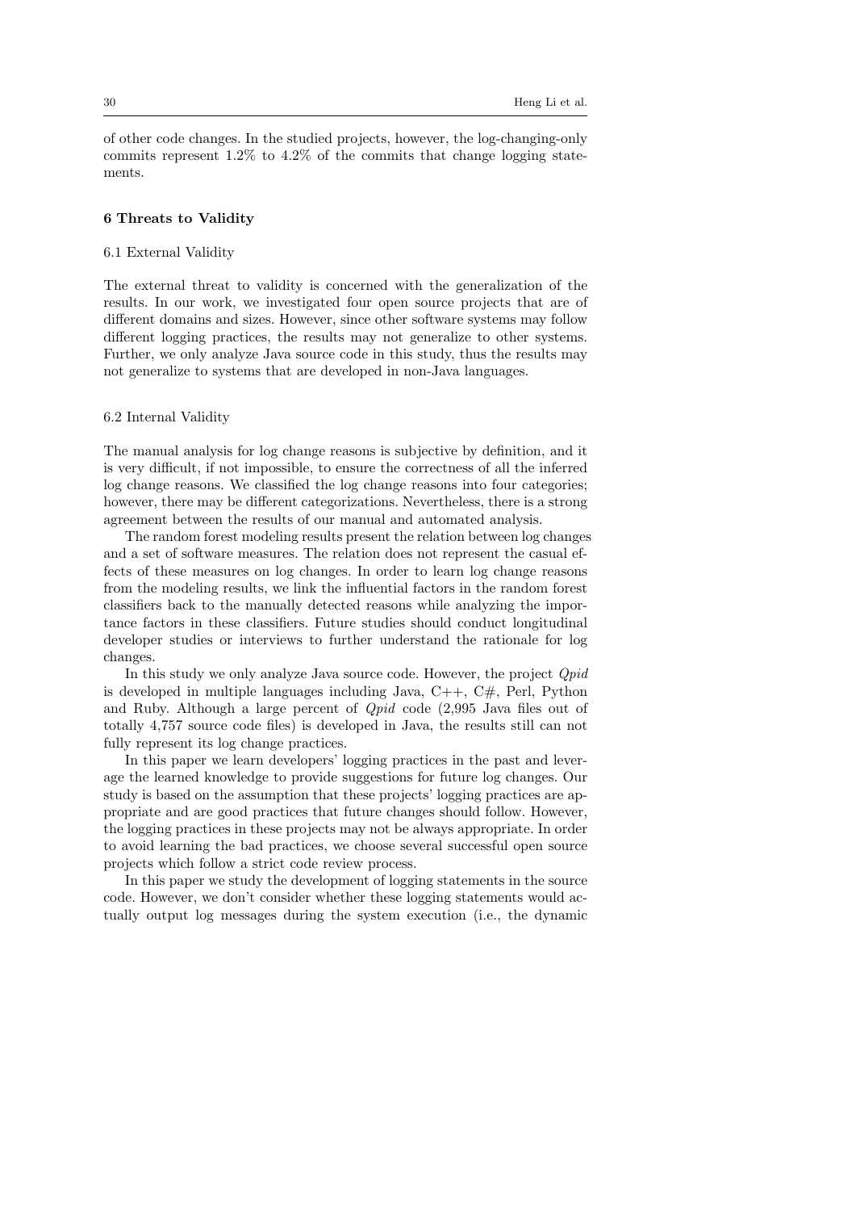of other code changes. In the studied projects, however, the log-changing-only commits represent 1.2% to 4.2% of the commits that change logging statements.

## 6 Threats to Validity

### 6.1 External Validity

The external threat to validity is concerned with the generalization of the results. In our work, we investigated four open source projects that are of different domains and sizes. However, since other software systems may follow different logging practices, the results may not generalize to other systems. Further, we only analyze Java source code in this study, thus the results may not generalize to systems that are developed in non-Java languages.

### 6.2 Internal Validity

The manual analysis for log change reasons is subjective by definition, and it is very difficult, if not impossible, to ensure the correctness of all the inferred log change reasons. We classified the log change reasons into four categories; however, there may be different categorizations. Nevertheless, there is a strong agreement between the results of our manual and automated analysis.

The random forest modeling results present the relation between log changes and a set of software measures. The relation does not represent the casual effects of these measures on log changes. In order to learn log change reasons from the modeling results, we link the influential factors in the random forest classifiers back to the manually detected reasons while analyzing the importance factors in these classifiers. Future studies should conduct longitudinal developer studies or interviews to further understand the rationale for log changes.

In this study we only analyze Java source code. However, the project *Qpid* is developed in multiple languages including Java, C++, C#, Perl, Python and Ruby. Although a large percent of *Qpid* code (2,995 Java files out of totally 4,757 source code files) is developed in Java, the results still can not fully represent its log change practices.

In this paper we learn developers' logging practices in the past and leverage the learned knowledge to provide suggestions for future log changes. Our study is based on the assumption that these projects' logging practices are appropriate and are good practices that future changes should follow. However, the logging practices in these projects may not be always appropriate. In order to avoid learning the bad practices, we choose several successful open source projects which follow a strict code review process.

In this paper we study the development of logging statements in the source code. However, we don't consider whether these logging statements would actually output log messages during the system execution (i.e., the dynamic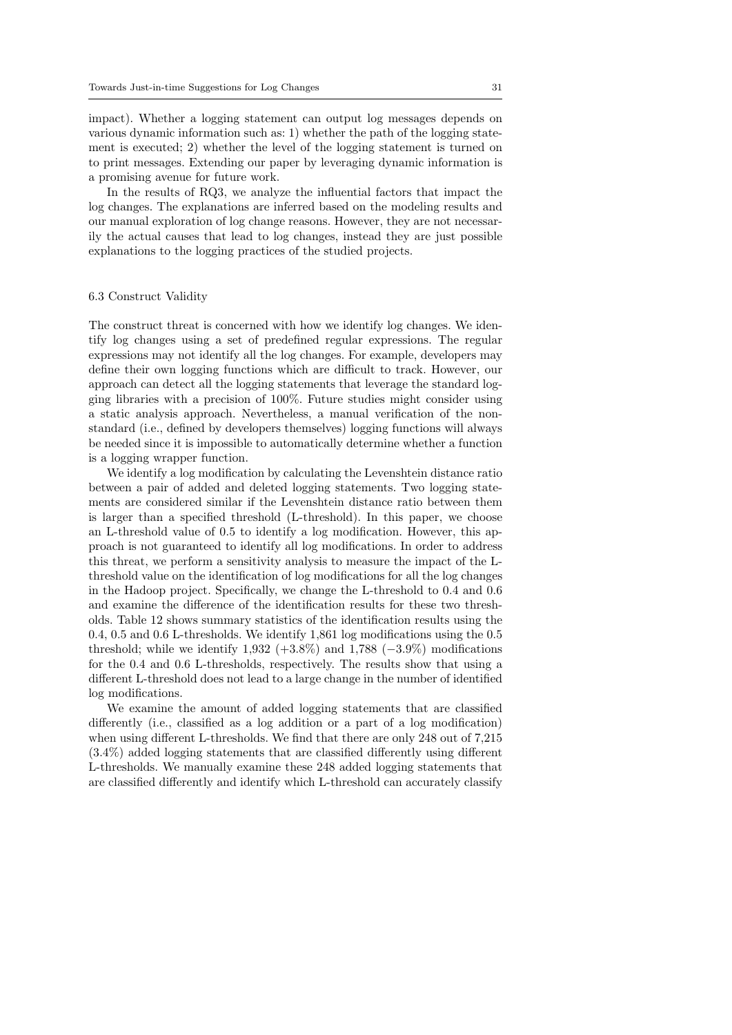impact). Whether a logging statement can output log messages depends on various dynamic information such as: 1) whether the path of the logging statement is executed; 2) whether the level of the logging statement is turned on to print messages. Extending our paper by leveraging dynamic information is a promising avenue for future work.

In the results of RQ3, we analyze the influential factors that impact the log changes. The explanations are inferred based on the modeling results and our manual exploration of log change reasons. However, they are not necessarily the actual causes that lead to log changes, instead they are just possible explanations to the logging practices of the studied projects.

### 6.3 Construct Validity

The construct threat is concerned with how we identify log changes. We identify log changes using a set of predefined regular expressions. The regular expressions may not identify all the log changes. For example, developers may define their own logging functions which are difficult to track. However, our approach can detect all the logging statements that leverage the standard logging libraries with a precision of 100%. Future studies might consider using a static analysis approach. Nevertheless, a manual verification of the non-standard (i.e., defined by developers themselves) logging functions will always be needed since it is impossible to automatically determine whether a function is a logging wrapper function.

We identify a log modification by calculating the Levenshtein distance ratio between a pair of added and deleted logging statements. Two logging statements are considered similar if the Levenshtein distance ratio between them is larger than a specified threshold (L-threshold). In this paper, we choose an L-threshold value of 0.5 to identify a log modification. However, this approach is not guaranteed to identify all log modifications. In order to address this threat, we perform a sensitivity analysis to measure the impact of the L-threshold value on the identification of log modifications for all the log changes in the Hadoop project. Specifically, we change the L-threshold to 0.4 and 0.6 and examine the difference of the identification results for these two thresholds. Table 12 shows summary statistics of the identification results using the 0.4, 0.5 and 0.6 L-thresholds. We identify 1,861 log modifications using the 0.5 threshold; while we identify 1,932 (+3.8%) and 1,788 (−3.9%) modifications for the 0.4 and 0.6 L-thresholds, respectively. The results show that using a different L-threshold does not lead to a large change in the number of identified log modifications.

We examine the amount of added logging statements that are classified differently (i.e., classified as a log addition or a part of a log modification) when using different L-thresholds. We find that there are only 248 out of 7,215 (3.4%) added logging statements that are classified differently using different L-thresholds. We manually examine these 248 added logging statements that are classified differently and identify which L-threshold can accurately classify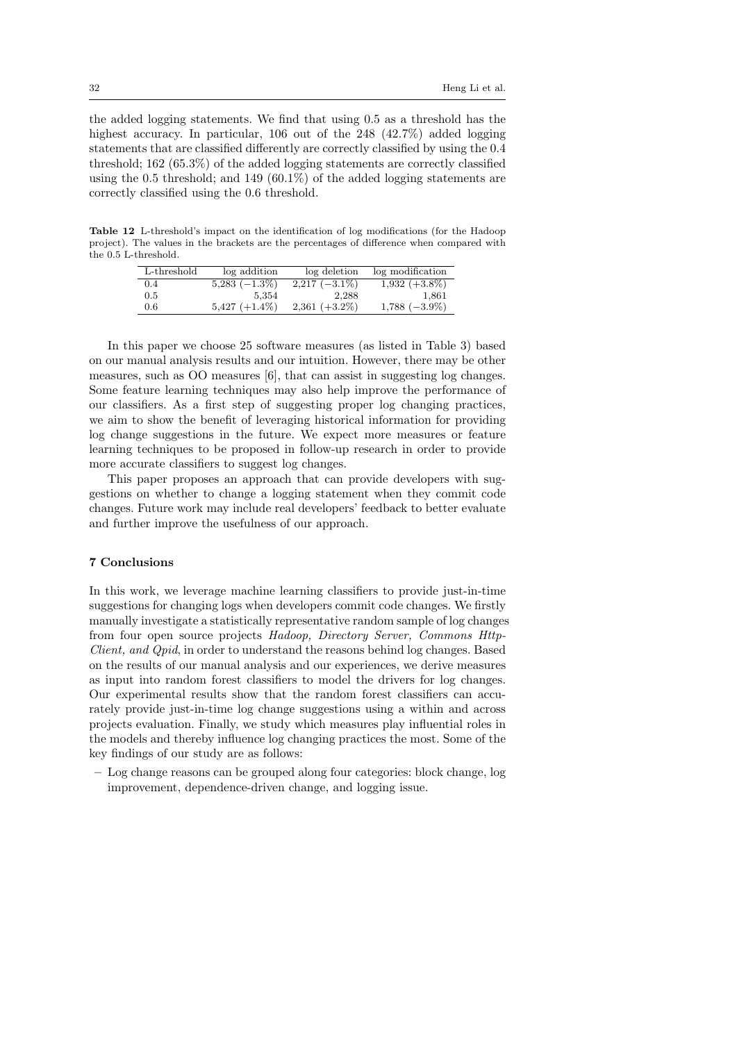the added logging statements. We find that using 0.5 as a threshold has the highest accuracy. In particular, 106 out of the 248 (42.7%) added logging statements that are classified differently are correctly classified by using the 0.4 threshold; 162 (65.3%) of the added logging statements are correctly classified using the 0.5 threshold; and 149 (60.1%) of the added logging statements are correctly classified using the 0.6 threshold.

**Table 12** L-threshold's impact on the identification of log modifications (for the Hadoop project). The values in the brackets are the percentages of difference when compared with the 0.5 L-threshold.

| L-threshold | log addition | log deletion | log modification |
|---|---|---|---|
| 0.4 | 5,283 (−1.3%) | 2,217 (−3.1%) | 1,932 (+3.8%) |
| 0.5 | 5,354 | 2,288 | 1,861 |
| 0.6 | 5,427 (+1.4%) | 2,361 (+3.2%) | 1,788 (−3.9%) |

In this paper we choose 25 software measures (as listed in Table 3) based on our manual analysis results and our intuition. However, there may be other measures, such as OO measures [6], that can assist in suggesting log changes. Some feature learning techniques may also help improve the performance of our classifiers. As a first step of suggesting proper log changing practices, we aim to show the benefit of leveraging historical information for providing log change suggestions in the future. We expect more measures or feature learning techniques to be proposed in follow-up research in order to provide more accurate classifiers to suggest log changes.

This paper proposes an approach that can provide developers with suggestions on whether to change a logging statement when they commit code changes. Future work may include real developers' feedback to better evaluate and further improve the usefulness of our approach.

## 7 Conclusions

In this work, we leverage machine learning classifiers to provide just-in-time suggestions for changing logs when developers commit code changes. We firstly manually investigate a statistically representative random sample of log changes from four open source projects *Hadoop, Directory Server, Commons HttpClient, and Qpid*, in order to understand the reasons behind log changes. Based on the results of our manual analysis and our experiences, we derive measures as input into random forest classifiers to model the drivers for log changes. Our experimental results show that the random forest classifiers can accurately provide just-in-time log change suggestions using a within and across projects evaluation. Finally, we study which measures play influential roles in the models and thereby influence log changing practices the most. Some of the key findings of our study are as follows:

- Log change reasons can be grouped along four categories: block change, log improvement, dependence-driven change, and logging issue.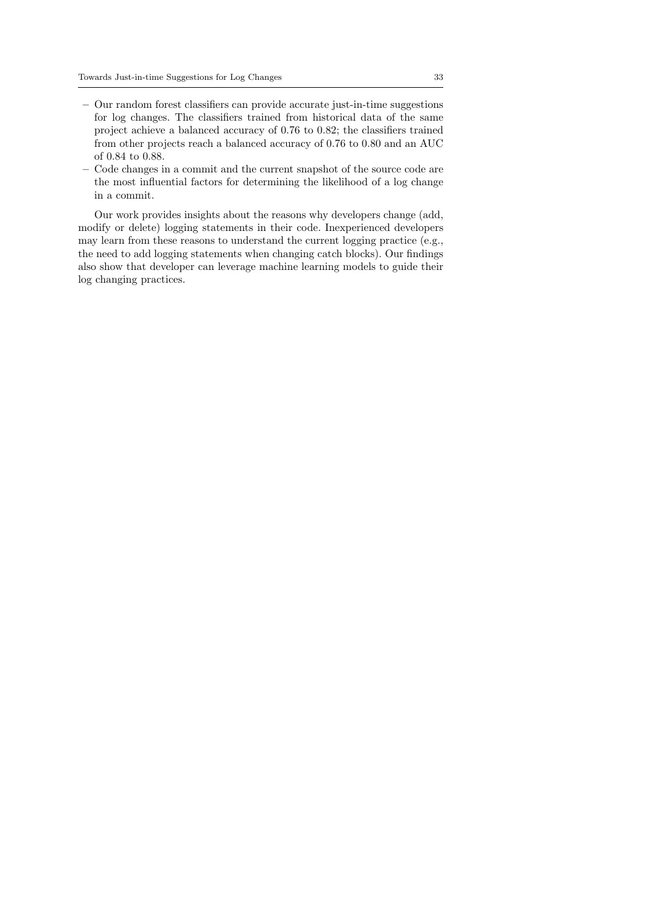- Our random forest classifiers can provide accurate just-in-time suggestions for log changes. The classifiers trained from historical data of the same project achieve a balanced accuracy of 0.76 to 0.82; the classifiers trained from other projects reach a balanced accuracy of 0.76 to 0.80 and an AUC of 0.84 to 0.88.
- Code changes in a commit and the current snapshot of the source code are the most influential factors for determining the likelihood of a log change in a commit.

Our work provides insights about the reasons why developers change (add, modify or delete) logging statements in their code. Inexperienced developers may learn from these reasons to understand the current logging practice (e.g., the need to add logging statements when changing catch blocks). Our findings also show that developer can leverage machine learning models to guide their log changing practices.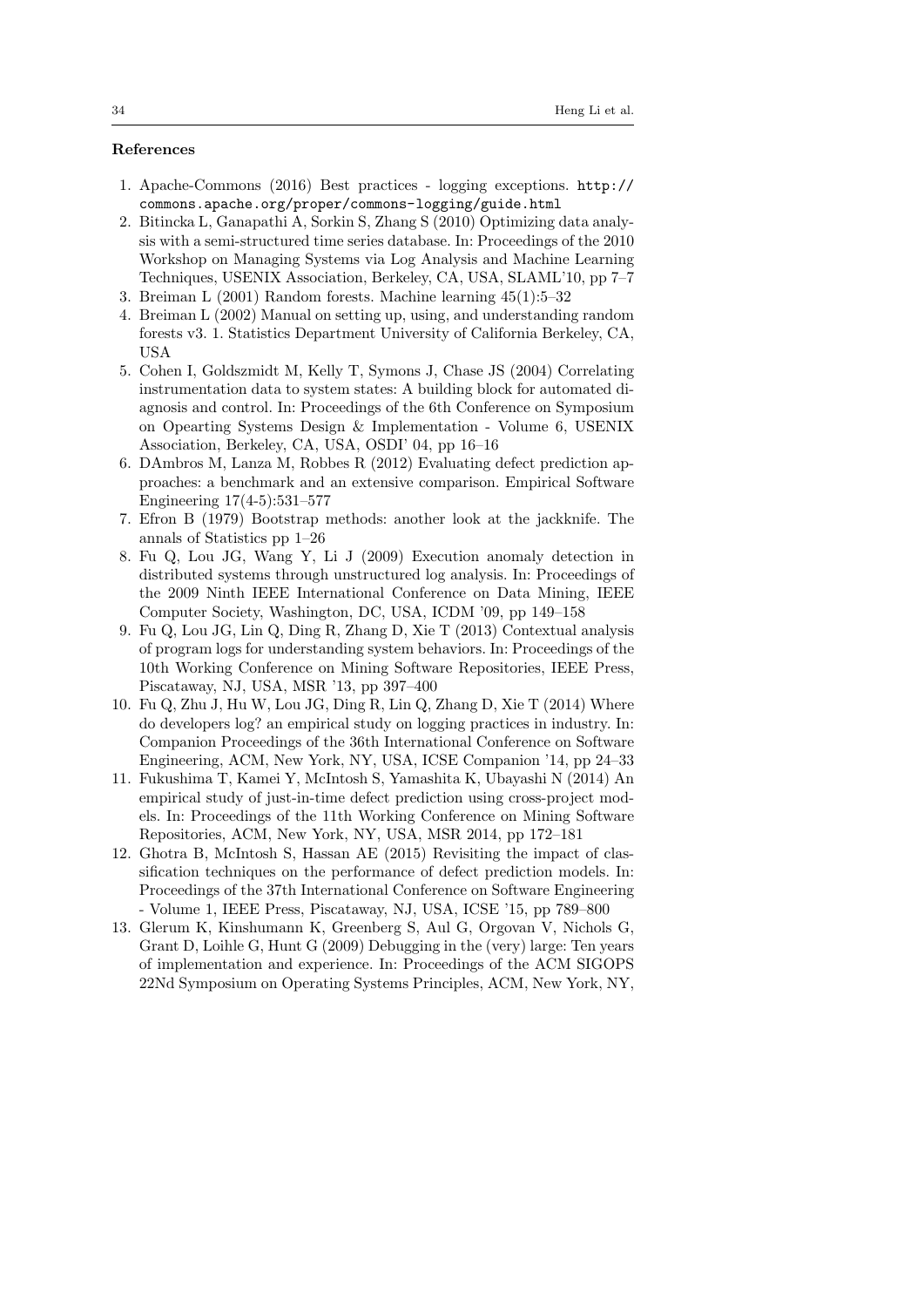## References

1. Apache-Commons (2016) Best practices - logging exceptions. `http://commons.apache.org/proper/commons-logging/guide.html`
2. Bitincka L, Ganapathi A, Sorkin S, Zhang S (2010) Optimizing data analysis with a semi-structured time series database. In: Proceedings of the 2010 Workshop on Managing Systems via Log Analysis and Machine Learning Techniques, USENIX Association, Berkeley, CA, USA, SLAML'10, pp 7–7
3. Breiman L (2001) Random forests. Machine learning 45(1):5–32
4. Breiman L (2002) Manual on setting up, using, and understanding random forests v3. 1. Statistics Department University of California Berkeley, CA, USA
5. Cohen I, Goldszmidt M, Kelly T, Symons J, Chase JS (2004) Correlating instrumentation data to system states: A building block for automated diagnosis and control. In: Proceedings of the 6th Conference on Symposium on Opearting Systems Design & Implementation - Volume 6, USENIX Association, Berkeley, CA, USA, OSDI' 04, pp 16–16
6. DAmbros M, Lanza M, Robbes R (2012) Evaluating defect prediction approaches: a benchmark and an extensive comparison. Empirical Software Engineering 17(4-5):531–577
7. Efron B (1979) Bootstrap methods: another look at the jackknife. The annals of Statistics pp 1–26
8. Fu Q, Lou JG, Wang Y, Li J (2009) Execution anomaly detection in distributed systems through unstructured log analysis. In: Proceedings of the 2009 Ninth IEEE International Conference on Data Mining, IEEE Computer Society, Washington, DC, USA, ICDM '09, pp 149–158
9. Fu Q, Lou JG, Lin Q, Ding R, Zhang D, Xie T (2013) Contextual analysis of program logs for understanding system behaviors. In: Proceedings of the 10th Working Conference on Mining Software Repositories, IEEE Press, Piscataway, NJ, USA, MSR '13, pp 397–400
10. Fu Q, Zhu J, Hu W, Lou JG, Ding R, Lin Q, Zhang D, Xie T (2014) Where do developers log? an empirical study on logging practices in industry. In: Companion Proceedings of the 36th International Conference on Software Engineering, ACM, New York, NY, USA, ICSE Companion '14, pp 24–33
11. Fukushima T, Kamei Y, McIntosh S, Yamashita K, Ubayashi N (2014) An empirical study of just-in-time defect prediction using cross-project models. In: Proceedings of the 11th Working Conference on Mining Software Repositories, ACM, New York, NY, USA, MSR 2014, pp 172–181
12. Ghotra B, McIntosh S, Hassan AE (2015) Revisiting the impact of classification techniques on the performance of defect prediction models. In: Proceedings of the 37th International Conference on Software Engineering - Volume 1, IEEE Press, Piscataway, NJ, USA, ICSE '15, pp 789–800
13. Glerum K, Kinshumann K, Greenberg S, Aul G, Orgovan V, Nichols G, Grant D, Loihle G, Hunt G (2009) Debugging in the (very) large: Ten years of implementation and experience. In: Proceedings of the ACM SIGOPS 22Nd Symposium on Operating Systems Principles, ACM, New York, NY,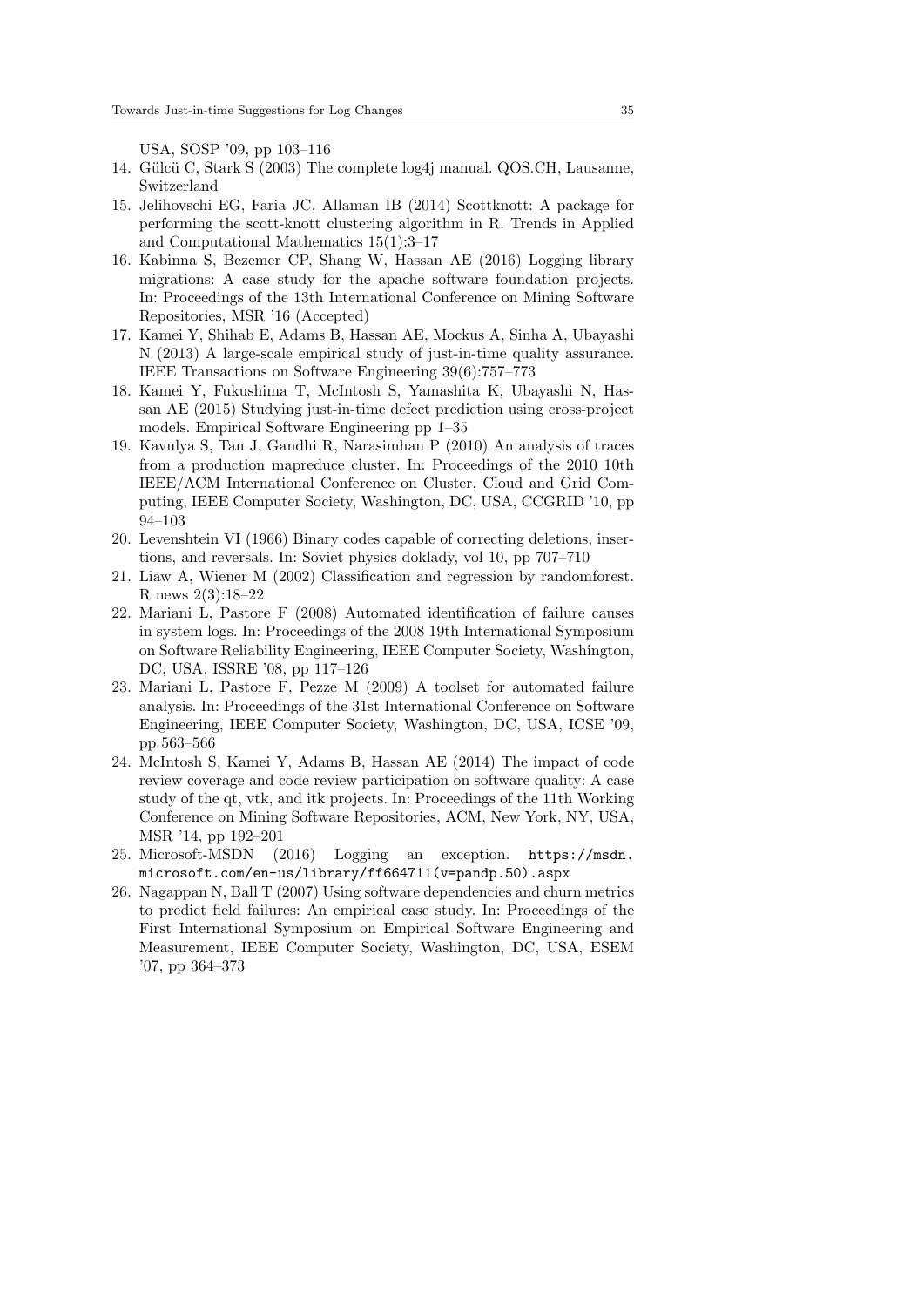USA, SOSP '09, pp 103–116

14. Gülcü C, Stark S (2003) The complete log4j manual. QOS.CH, Lausanne, Switzerland
15. Jelihovschi EG, Faria JC, Allaman IB (2014) Scottknott: A package for performing the scott-knott clustering algorithm in R. Trends in Applied and Computational Mathematics 15(1):3–17
16. Kabinna S, Bezemer CP, Shang W, Hassan AE (2016) Logging library migrations: A case study for the apache software foundation projects. In: Proceedings of the 13th International Conference on Mining Software Repositories, MSR '16 (Accepted)
17. Kamei Y, Shihab E, Adams B, Hassan AE, Mockus A, Sinha A, Ubayashi N (2013) A large-scale empirical study of just-in-time quality assurance. IEEE Transactions on Software Engineering 39(6):757–773
18. Kamei Y, Fukushima T, McIntosh S, Yamashita K, Ubayashi N, Hassan AE (2015) Studying just-in-time defect prediction using cross-project models. Empirical Software Engineering pp 1–35
19. Kavulya S, Tan J, Gandhi R, Narasimhan P (2010) An analysis of traces from a production mapreduce cluster. In: Proceedings of the 2010 10th IEEE/ACM International Conference on Cluster, Cloud and Grid Computing, IEEE Computer Society, Washington, DC, USA, CCGRID '10, pp 94–103
20. Levenshtein VI (1966) Binary codes capable of correcting deletions, insertions, and reversals. In: Soviet physics doklady, vol 10, pp 707–710
21. Liaw A, Wiener M (2002) Classification and regression by randomforest. R news 2(3):18–22
22. Mariani L, Pastore F (2008) Automated identification of failure causes in system logs. In: Proceedings of the 2008 19th International Symposium on Software Reliability Engineering, IEEE Computer Society, Washington, DC, USA, ISSRE '08, pp 117–126
23. Mariani L, Pastore F, Pezze M (2009) A toolset for automated failure analysis. In: Proceedings of the 31st International Conference on Software Engineering, IEEE Computer Society, Washington, DC, USA, ICSE '09, pp 563–566
24. McIntosh S, Kamei Y, Adams B, Hassan AE (2014) The impact of code review coverage and code review participation on software quality: A case study of the qt, vtk, and itk projects. In: Proceedings of the 11th Working Conference on Mining Software Repositories, ACM, New York, NY, USA, MSR '14, pp 192–201
25. Microsoft-MSDN (2016) Logging an exception. `https://msdn.microsoft.com/en-us/library/ff664711(v=pandp.50).aspx`
26. Nagappan N, Ball T (2007) Using software dependencies and churn metrics to predict field failures: An empirical case study. In: Proceedings of the First International Symposium on Empirical Software Engineering and Measurement, IEEE Computer Society, Washington, DC, USA, ESEM '07, pp 364–373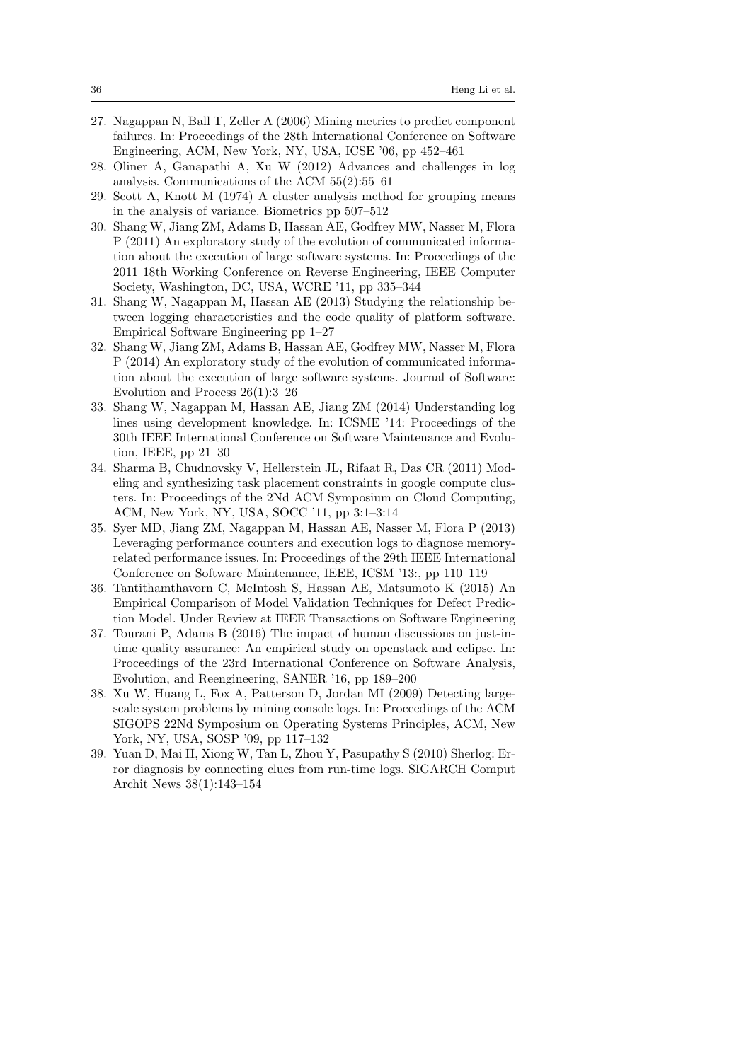27. Nagappan N, Ball T, Zeller A (2006) Mining metrics to predict component failures. In: Proceedings of the 28th International Conference on Software Engineering, ACM, New York, NY, USA, ICSE '06, pp 452–461
28. Oliner A, Ganapathi A, Xu W (2012) Advances and challenges in log analysis. Communications of the ACM 55(2):55–61
29. Scott A, Knott M (1974) A cluster analysis method for grouping means in the analysis of variance. Biometrics pp 507–512
30. Shang W, Jiang ZM, Adams B, Hassan AE, Godfrey MW, Nasser M, Flora P (2011) An exploratory study of the evolution of communicated information about the execution of large software systems. In: Proceedings of the 2011 18th Working Conference on Reverse Engineering, IEEE Computer Society, Washington, DC, USA, WCRE '11, pp 335–344
31. Shang W, Nagappan M, Hassan AE (2013) Studying the relationship between logging characteristics and the code quality of platform software. Empirical Software Engineering pp 1–27
32. Shang W, Jiang ZM, Adams B, Hassan AE, Godfrey MW, Nasser M, Flora P (2014) An exploratory study of the evolution of communicated information about the execution of large software systems. Journal of Software: Evolution and Process 26(1):3–26
33. Shang W, Nagappan M, Hassan AE, Jiang ZM (2014) Understanding log lines using development knowledge. In: ICSME '14: Proceedings of the 30th IEEE International Conference on Software Maintenance and Evolution, IEEE, pp 21–30
34. Sharma B, Chudnovsky V, Hellerstein JL, Rifaat R, Das CR (2011) Modeling and synthesizing task placement constraints in google compute clusters. In: Proceedings of the 2Nd ACM Symposium on Cloud Computing, ACM, New York, NY, USA, SOCC '11, pp 3:1–3:14
35. Syer MD, Jiang ZM, Nagappan M, Hassan AE, Nasser M, Flora P (2013) Leveraging performance counters and execution logs to diagnose memory-related performance issues. In: Proceedings of the 29th IEEE International Conference on Software Maintenance, IEEE, ICSM '13:, pp 110–119
36. Tantithamthavorn C, McIntosh S, Hassan AE, Matsumoto K (2015) An Empirical Comparison of Model Validation Techniques for Defect Prediction Model. Under Review at IEEE Transactions on Software Engineering
37. Tourani P, Adams B (2016) The impact of human discussions on just-in-time quality assurance: An empirical study on openstack and eclipse. In: Proceedings of the 23rd International Conference on Software Analysis, Evolution, and Reengineering, SANER '16, pp 189–200
38. Xu W, Huang L, Fox A, Patterson D, Jordan MI (2009) Detecting large-scale system problems by mining console logs. In: Proceedings of the ACM SIGOPS 22Nd Symposium on Operating Systems Principles, ACM, New York, NY, USA, SOSP '09, pp 117–132
39. Yuan D, Mai H, Xiong W, Tan L, Zhou Y, Pasupathy S (2010) Sherlog: Error diagnosis by connecting clues from run-time logs. SIGARCH Comput Archit News 38(1):143–154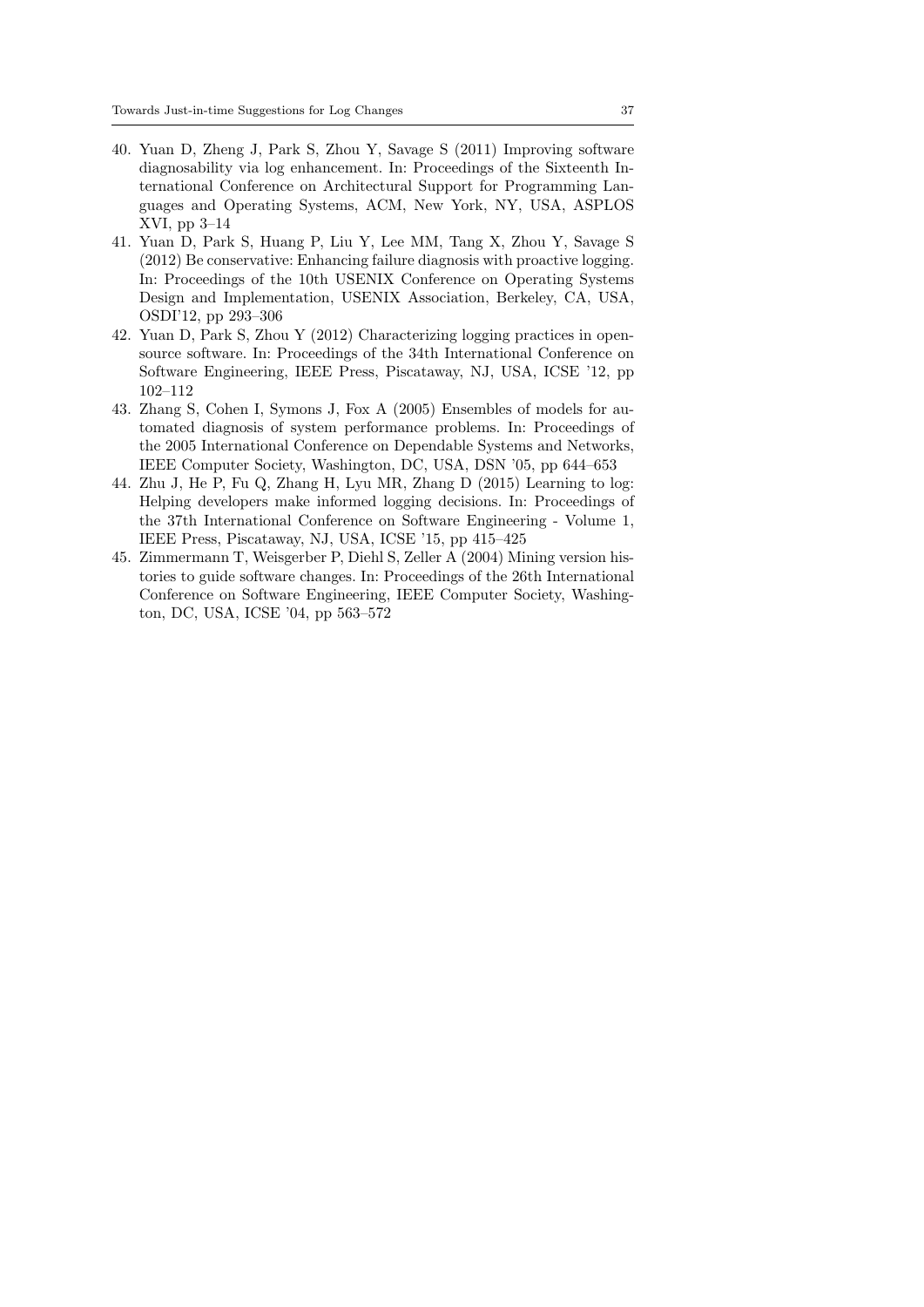40. Yuan D, Zheng J, Park S, Zhou Y, Savage S (2011) Improving software diagnosability via log enhancement. In: Proceedings of the Sixteenth International Conference on Architectural Support for Programming Languages and Operating Systems, ACM, New York, NY, USA, ASPLOS XVI, pp 3–14
41. Yuan D, Park S, Huang P, Liu Y, Lee MM, Tang X, Zhou Y, Savage S (2012) Be conservative: Enhancing failure diagnosis with proactive logging. In: Proceedings of the 10th USENIX Conference on Operating Systems Design and Implementation, USENIX Association, Berkeley, CA, USA, OSDI'12, pp 293–306
42. Yuan D, Park S, Zhou Y (2012) Characterizing logging practices in open-source software. In: Proceedings of the 34th International Conference on Software Engineering, IEEE Press, Piscataway, NJ, USA, ICSE '12, pp 102–112
43. Zhang S, Cohen I, Symons J, Fox A (2005) Ensembles of models for automated diagnosis of system performance problems. In: Proceedings of the 2005 International Conference on Dependable Systems and Networks, IEEE Computer Society, Washington, DC, USA, DSN '05, pp 644–653
44. Zhu J, He P, Fu Q, Zhang H, Lyu MR, Zhang D (2015) Learning to log: Helping developers make informed logging decisions. In: Proceedings of the 37th International Conference on Software Engineering - Volume 1, IEEE Press, Piscataway, NJ, USA, ICSE '15, pp 415–425
45. Zimmermann T, Weisgerber P, Diehl S, Zeller A (2004) Mining version histories to guide software changes. In: Proceedings of the 26th International Conference on Software Engineering, IEEE Computer Society, Washington, DC, USA, ICSE '04, pp 563–572